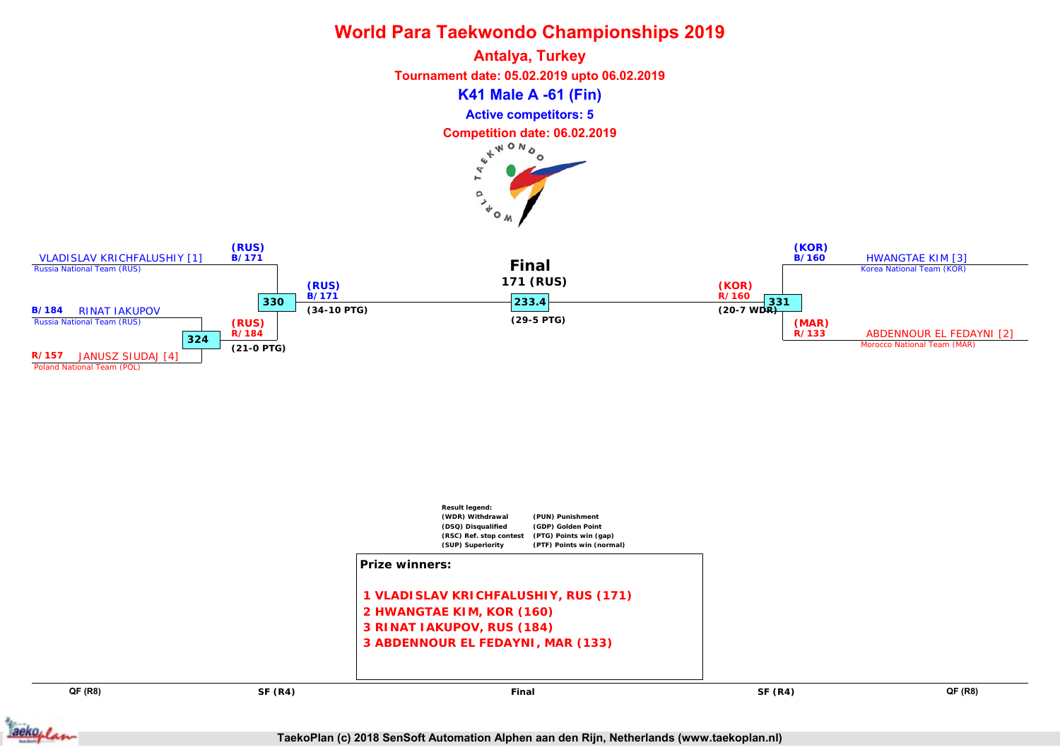# World Para Taekwondo Championships 2019

## Antalya, Turkey

**Tournament date: 05.02.2019 upto 06.02.2019**

## K41 Male A -61 (Fin)

**Active competitors: 5**

**Competition date: 06.02.2019**

VLADISLAV KRICHFALUSHIY [1]
Russia National Team (RUS)

(RUS)
B/171

B/184 RINAT IAKUPOV
Russia National Team (RUS)

330

(RUS)
B/171

(34-10 PTG)

324

(RUS)
R/184

(21-0 PTG)

R/157 JANUSZ SIUDAJ [4]
Poland National Team (POL)

**Final**

**171 (RUS)**

233.4

(29-5 PTG)

(KOR)
B/160

HWANGTAE KIM [3]
Korea National Team (KOR)

(KOR)
R/160

(20-7 WDR)

331

(MAR)
R/133

ABDENNOUR EL FEDAYNI [2]
Morocco National Team (MAR)

Result legend:

| | |
|---|---|
| (WDR) Withdrawal | (PUN) Punishment |
| (DSQ) Disqualified | (GDP) Golden Point |
| (RSC) Ref. stop contest | (PTG) Points win (gap) |
| (SUP) Superiority | (PTF) Points win (normal) |

**Prize winners:**

1. VLADISLAV KRICHFALUSHIY, RUS (171)
2. HWANGTAE KIM, KOR (160)
3. RINAT IAKUPOV, RUS (184)
3. ABDENNOUR EL FEDAYNI, MAR (133)

QF (R8) | SF (R4) | Final | SF (R4) | QF (R8)

TaekoPlan (c) 2018 SenSoft Automation Alphen aan den Rijn, Netherlands (www.taekoplan.nl)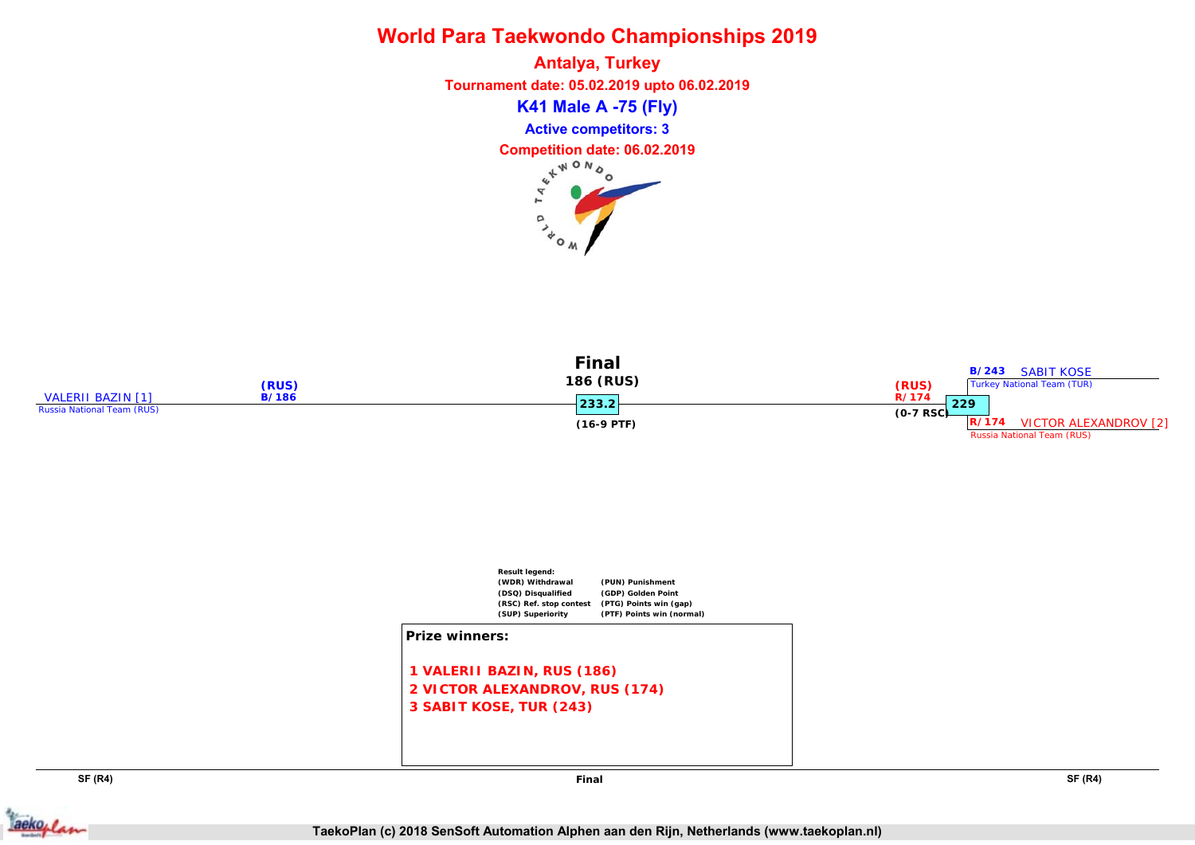# World Para Taekwondo Championships 2019

**Antalya, Turkey**

**Tournament date: 05.02.2019 upto 06.02.2019**

**K41 Male A -75 (Fly)**

**Active competitors: 3**

**Competition date: 06.02.2019**

VALERII BAZIN [1]
Russia National Team (RUS)

(RUS)
B/186

**Final**
**186 (RUS)**
233.2
(16-9 PTF)

(RUS)
R/174
(0-7 RSC)
229

B/243 SABIT KOSE
Turkey National Team (TUR)

R/174 VICTOR ALEXANDROV [2]
Russia National Team (RUS)

Result legend:

| | |
|---|---|
| (WDR) Withdrawal | (PUN) Punishment |
| (DSQ) Disqualified | (GDP) Golden Point |
| (RSC) Ref. stop contest | (PTG) Points win (gap) |
| (SUP) Superiority | (PTF) Points win (normal) |

**Prize winners:**

1 VALERII BAZIN, RUS (186)
2 VICTOR ALEXANDROV, RUS (174)
3 SABIT KOSE, TUR (243)

SF (R4) | Final | SF (R4)

TaekoPlan (c) 2018 SenSoft Automation Alphen aan den Rijn, Netherlands (www.taekoplan.nl)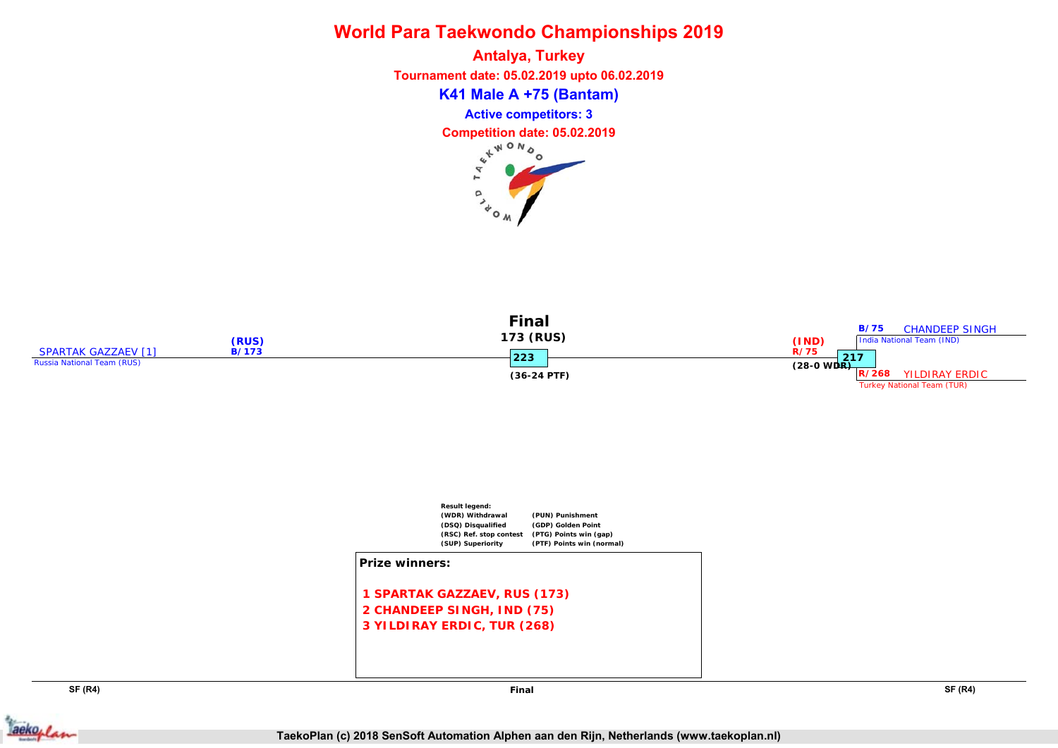# World Para Taekwondo Championships 2019

## Antalya, Turkey

**Tournament date: 05.02.2019 upto 06.02.2019**

## K41 Male A +75 (Bantam)

**Active competitors: 3**

**Competition date: 05.02.2019**

### Final

173 (RUS)

| SF (R4) | | Final | | SF (R4) |
|---|---|---|---|---|
| SPARTAK GAZZAEV [1] Russia National Team (RUS) | (RUS) B/173 | 223 (36-24 PTF) | (IND) R/75 | 217 (28-0 WDR) |
| | | | | B/75 CHANDEEP SINGH India National Team (IND) |
| | | | | R/268 YILDIRAY ERDIC Turkey National Team (TUR) |

**Result legend:**

| | |
|---|---|
| (WDR) Withdrawal | (PUN) Punishment |
| (DSQ) Disqualified | (GDP) Golden Point |
| (RSC) Ref. stop contest | (PTG) Points win (gap) |
| (SUP) Superiority | (PTF) Points win (normal) |

**Prize winners:**

1 SPARTAK GAZZAEV, RUS (173)
2 CHANDEEP SINGH, IND (75)
3 YILDIRAY ERDIC, TUR (268)

TaekoPlan (c) 2018 SenSoft Automation Alphen aan den Rijn, Netherlands (www.taekoplan.nl)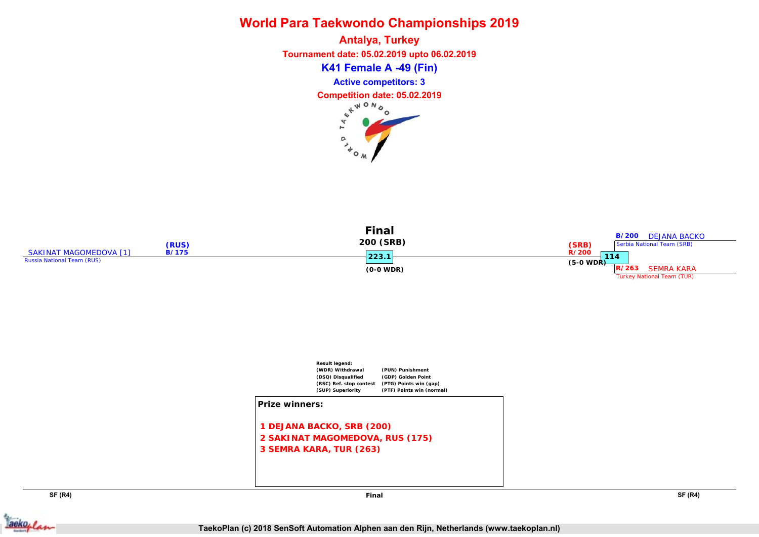# World Para Taekwondo Championships 2019

## Antalya, Turkey

**Tournament date: 05.02.2019 upto 06.02.2019**

## K41 Female A -49 (Fin)

**Active competitors: 3**

**Competition date: 05.02.2019**

### Final

200 (SRB)

SAKINAT MAGOMEDOVA [1] (RUS) B/175
Russia National Team (RUS)

223.1
(0-0 WDR)

(SRB) R/200
114
(5-0 WDR)

B/200 DEJANA BACKO
Serbia National Team (SRB)

R/263 SEMRA KARA
Turkey National Team (TUR)

**Result legend:**

| | |
|---|---|
| (WDR) Withdrawal | (PUN) Punishment |
| (DSQ) Disqualified | (GDP) Golden Point |
| (RSC) Ref. stop contest | (PTG) Points win (gap) |
| (SUP) Superiority | (PTF) Points win (normal) |

**Prize winners:**

1 DEJANA BACKO, SRB (200)
2 SAKINAT MAGOMEDOVA, RUS (175)
3 SEMRA KARA, TUR (263)

SF (R4) | Final | SF (R4)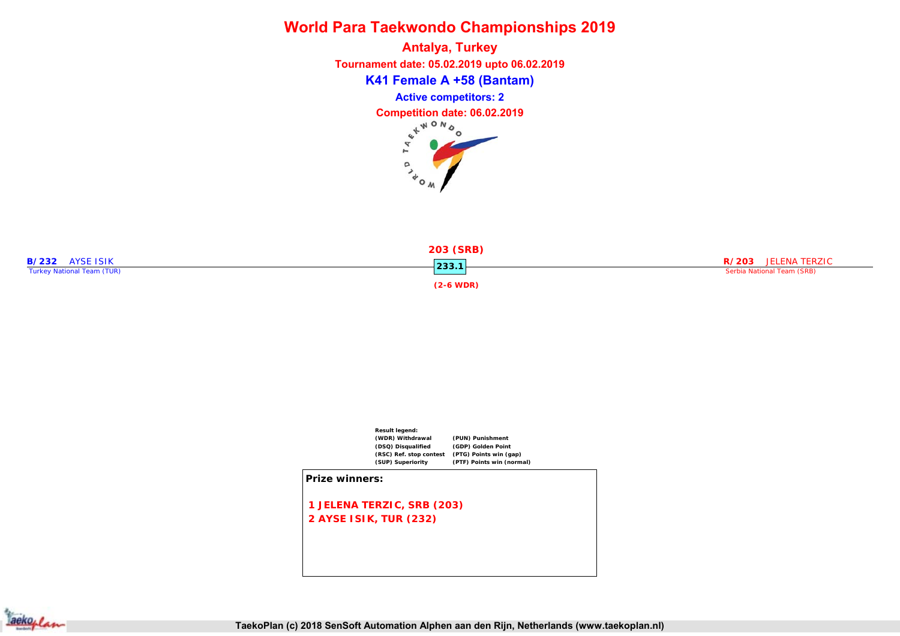# World Para Taekwondo Championships 2019

**Antalya, Turkey**

**Tournament date: 05.02.2019 upto 06.02.2019**

## K41 Female A +58 (Bantam)

**Active competitors: 2**

**Competition date: 06.02.2019**

**B/232** AYSE ISIK
Turkey National Team (TUR)

**203 (SRB)**

**233.1**

**(2-6 WDR)**

**R/203** JELENA TERZIC
Serbia National Team (SRB)

**Result legend:**

| | |
|---|---|
| (WDR) Withdrawal | (PUN) Punishment |
| (DSQ) Disqualified | (GDP) Golden Point |
| (RSC) Ref. stop contest | (PTG) Points win (gap) |
| (SUP) Superiority | (PTF) Points win (normal) |

**Prize winners:**

1. **JELENA TERZIC, SRB (203)**
2. **AYSE ISIK, TUR (232)**

TaekoPlan (c) 2018 SenSoft Automation Alphen aan den Rijn, Netherlands (www.taekoplan.nl)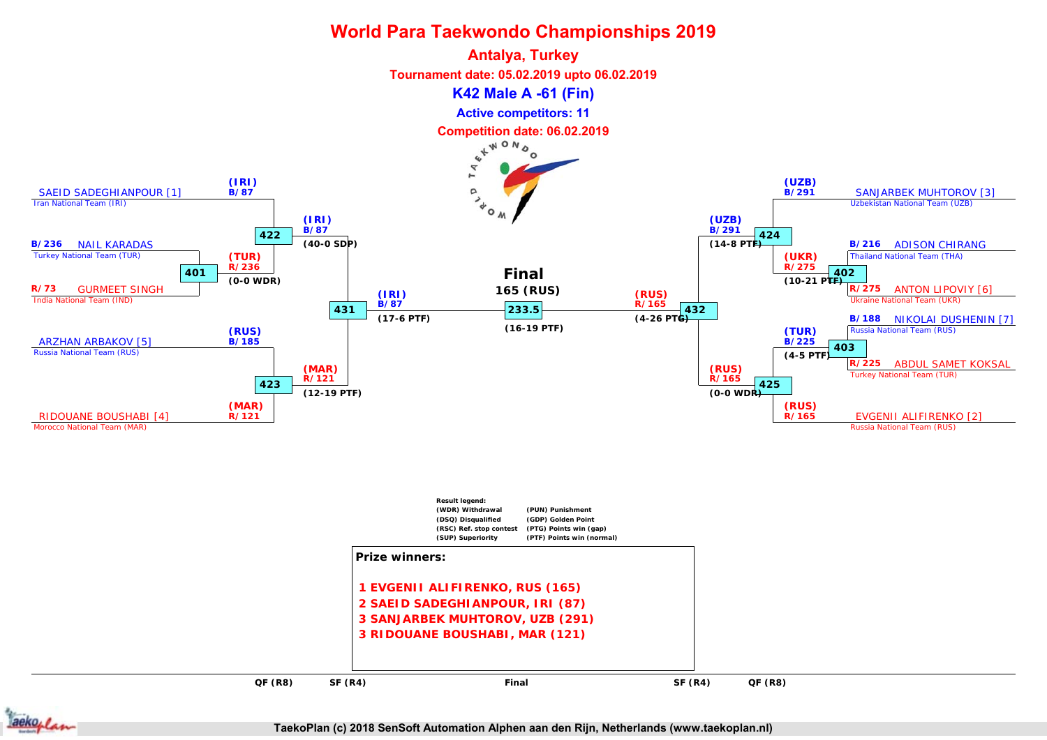# World Para Taekwondo Championships 2019

## Antalya, Turkey

**Tournament date: 05.02.2019 upto 06.02.2019**

### K42 Male A -61 (Fin)

**Active competitors: 11**

**Competition date: 06.02.2019**

## Left half of bracket

### Quarterfinals (QF R8)

- SAEID SADEGHIANPOUR [1], Iran National Team (IRI) — (IRI) B/87
- Match 401: NAIL KARADAS, Turkey National Team (TUR) — B/236 vs GURMEET SINGH, India National Team (IND) — R/73
  - Winner: (TUR) R/236 (0-0 WDR)
- Match 422: (IRI) B/87 vs (TUR) R/236
  - Winner: (IRI) B/87 (40-0 SDP)
- Match 423: ARZHAN ARBAKOV [5], Russia National Team (RUS) — (RUS) B/185 vs RIDOUANE BOUSHABI [4], Morocco National Team (MAR) — (MAR) R/121
  - Winner: (MAR) R/121 (12-19 PTF)

### Semifinal (SF R4)

- Match 431: (IRI) B/87 vs (MAR) R/121
  - Winner: (IRI) B/87 (17-6 PTF)

## Right half of bracket

### Quarterfinals (QF R8)

- SANJARBEK MUHTOROV [3], Uzbekistan National Team (UZB) — (UZB) B/291
- Match 402: ADISON CHIRANG, Thailand National Team (THA) — B/216 vs ANTON LIPOVIY [6], Ukraine National Team (UKR) — R/275
  - Winner: (UKR) R/275 (10-21 PTF)
- Match 424: (UZB) B/291 vs (UKR) R/275
  - Winner: (UZB) B/291 (14-8 PTF)
- Match 403: NIKOLAI DUSHENIN [7], Russia National Team (RUS) — B/188 vs ABDUL SAMET KOKSAL, Turkey National Team (TUR) — R/225
  - Winner: (TUR) B/225 (4-5 PTF)
- Match 425: (TUR) B/225 vs EVGENII ALIFIRENKO [2], Russia National Team (RUS) — (RUS) R/165
  - Winner: (RUS) R/165 (0-0 WDR)

### Semifinal (SF R4)

- Match 432: (UZB) B/291 vs (RUS) R/165
  - Winner: (RUS) R/165 (4-26 PTG)

## Final

- Match 233.5: (IRI) B/87 vs (RUS) R/165
- **Final: 165 (RUS)** (16-19 PTF)

**Result legend:**

| | |
|---|---|
| (WDR) Withdrawal | (PUN) Punishment |
| (DSQ) Disqualified | (GDP) Golden Point |
| (RSC) Ref. stop contest | (PTG) Points win (gap) |
| (SUP) Superiority | (PTF) Points win (normal) |

**Prize winners:**

1 EVGENII ALIFIRENKO, RUS (165)
2 SAEID SADEGHIANPOUR, IRI (87)
3 SANJARBEK MUHTOROV, UZB (291)
3 RIDOUANE BOUSHABI, MAR (121)

QF (R8) | SF (R4) | Final | SF (R4) | QF (R8)

TaekoPlan (c) 2018 SenSoft Automation Alphen aan den Rijn, Netherlands (www.taekoplan.nl)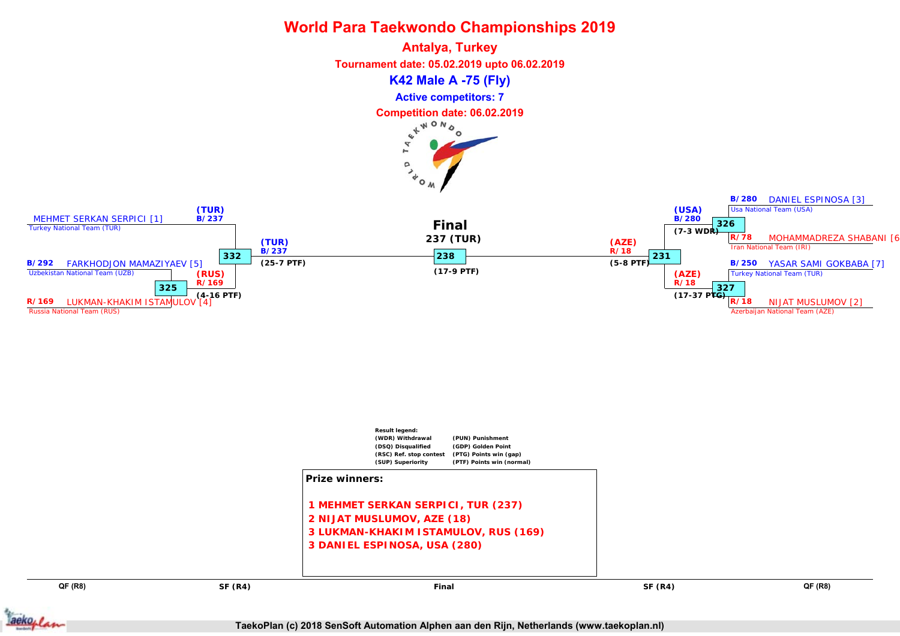# World Para Taekwondo Championships 2019

## Antalya, Turkey

**Tournament date: 05.02.2019 upto 06.02.2019**

### K42 Male A -75 (Fly)

**Active competitors: 7**

**Competition date: 06.02.2019**

**QF (R8)**

- MEHMET SERKAN SERPICI [1] – Turkey National Team (TUR)
- B/292 FARKHODJON MAMAZIYAEV [5] – Uzbekistan National Team (UZB)
- R/169 LUKMAN-KHAKIM ISTAMULOV [4] – Russia National Team (RUS)
- B/280 DANIEL ESPINOSA [3] – Usa National Team (USA)
- R/78 MOHAMMADREZA SHABANI [6 – Iran National Team (IRI)
- B/250 YASAR SAMI GOKBABA [7] – Turkey National Team (TUR)
- R/18 NIJAT MUSLUMOV [2] – Azerbaijan National Team (AZE)

**Contest 325:** (RUS) R/169 (4-16 PTF)

**Contest 326:** (USA) B/280 (7-3 WDR)

**Contest 327:** (AZE) R/18 (17-37 PTG)

**SF (R4)**

**Contest 332:** (TUR) B/237 (25-7 PTF)

**Contest 231:** (AZE) R/18 (5-8 PTF)

**Final**

**Contest 238:** 237 (TUR) (17-9 PTF)

Result legend:

| | |
|---|---|
| (WDR) Withdrawal | (PUN) Punishment |
| (DSQ) Disqualified | (GDP) Golden Point |
| (RSC) Ref. stop contest | (PTG) Points win (gap) |
| (SUP) Superiority | (PTF) Points win (normal) |

**Prize winners:**

1 MEHMET SERKAN SERPICI, TUR (237)
2 NIJAT MUSLUMOV, AZE (18)
3 LUKMAN-KHAKIM ISTAMULOV, RUS (169)
3 DANIEL ESPINOSA, USA (280)

QF (R8) | SF (R4) | Final | SF (R4) | QF (R8)

TaekoPlan (c) 2018 SenSoft Automation Alphen aan den Rijn, Netherlands (www.taekoplan.nl)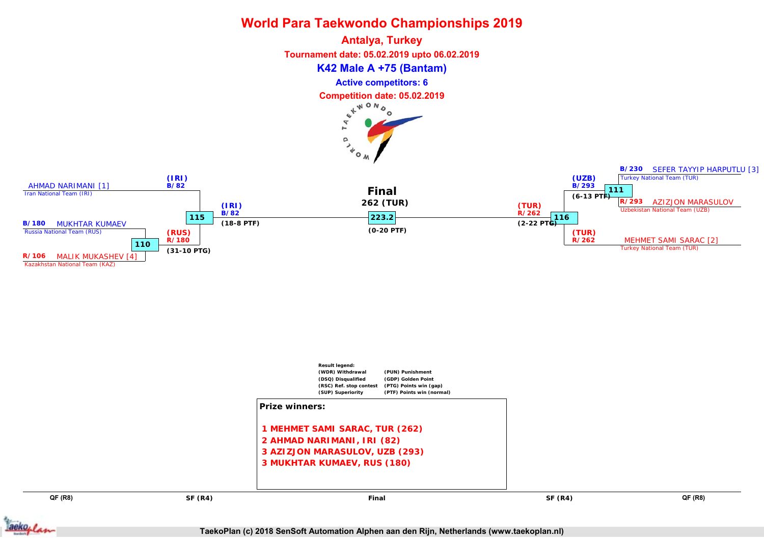# World Para Taekwondo Championships 2019

## Antalya, Turkey

**Tournament date: 05.02.2019 upto 06.02.2019**

## K42 Male A +75 (Bantam)

**Active competitors: 6**

**Competition date: 05.02.2019**

### Left side of bracket

**QF (R8)**
- B/180 MUKHTAR KUMAEV — Russia National Team (RUS)
- R/106 MALIK MUKASHEV [4] — Kazakhstan National Team (KAZ)
- Match 110: winner (RUS) R/180 (31-10 PTG)

**SF (R4)**
- AHMAD NARIMANI [1] — Iran National Team (IRI) — (IRI) B/82
- (RUS) R/180
- Match 115: winner (IRI) B/82 (18-8 PTF)

### Final

**Final**
262 (TUR)
Match 223.2 (0-20 PTF)

### Right side of bracket

**QF (R8)**
- B/230 SEFER TAYYIP HARPUTLU [3] — Turkey National Team (TUR)
- R/293 AZIZJON MARASULOV — Uzbekistan National Team (UZB)
- Match 111: winner (UZB) B/293 (6-13 PTF)

**SF (R4)**
- (UZB) B/293
- MEHMET SAMI SARAC [2] — Turkey National Team (TUR) — (TUR) R/262
- Match 116: winner (TUR) R/262 (2-22 PTG)

**Result legend:**

| | |
|---|---|
| (WDR) Withdrawal | (PUN) Punishment |
| (DSQ) Disqualified | (GDP) Golden Point |
| (RSC) Ref. stop contest | (PTG) Points win (gap) |
| (SUP) Superiority | (PTF) Points win (normal) |

**Prize winners:**

1. MEHMET SAMI SARAC, TUR (262)
2. AHMAD NARIMANI, IRI (82)
3. AZIZJON MARASULOV, UZB (293)
3. MUKHTAR KUMAEV, RUS (180)

QF (R8) | SF (R4) | Final | SF (R4) | QF (R8)

TaekoPlan (c) 2018 SenSoft Automation Alphen aan den Rijn, Netherlands (www.taekoplan.nl)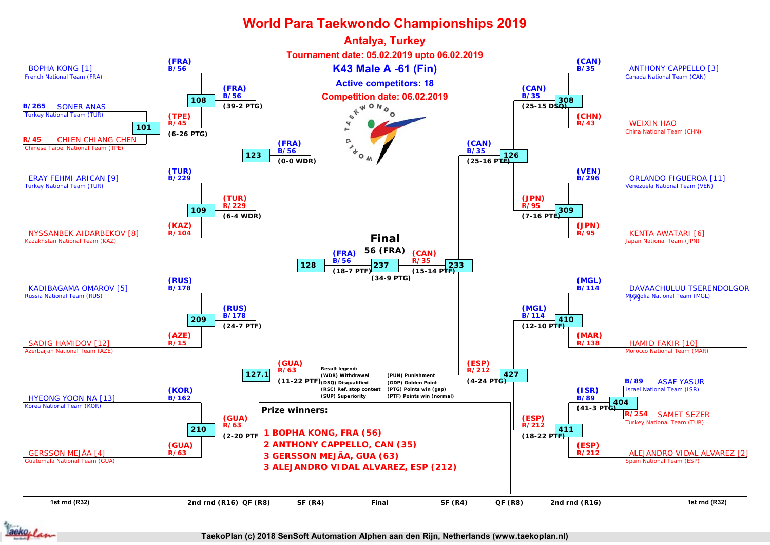# World Para Taekwondo Championships 2019

## Antalya, Turkey

**Tournament date: 05.02.2019 upto 06.02.2019**

## K43 Male A -61 (Fin)

**Active competitors: 18**

**Competition date: 06.02.2019**

### 1st rnd (R32) – Left side

| Competitor | Team | Result |
|---|---|---|
| BOPHA KONG [1] | French National Team (FRA) | (FRA) B/56 |
| SONER ANAS (B/265) | Turkey National Team (TUR) | |
| CHIEN CHIANG CHEN (R/45) | Chinese Taipei National Team (TPE) | |
| ERAY FEHMI ARICAN [9] | Turkey National Team (TUR) | (TUR) B/229 |
| NYSSANBEK AIDARBEKOV [8] | Kazakhstan National Team (KAZ) | (KAZ) R/104 |
| KADIBAGAMA OMAROV [5] | Russia National Team (RUS) | (RUS) B/178 |
| SADIG HAMIDOV [12] | Azerbaijan National Team (AZE) | (AZE) R/15 |
| HYEONG YOON NA [13] | Korea National Team (KOR) | (KOR) B/162 |
| GERSSON MEJÃA [4] | Guatemala National Team (GUA) | (GUA) R/63 |

### 1st rnd (R32) – Right side

| Competitor | Team | Result |
|---|---|---|
| ANTHONY CAPPELLO [3] | Canada National Team (CAN) | (CAN) B/35 |
| WEIXIN HAO | China National Team (CHN) | (CHN) R/43 |
| ORLANDO FIGUEROA [11] | Venezuela National Team (VEN) | (VEN) B/296 |
| KENTA AWATARI [6] | Japan National Team (JPN) | (JPN) R/95 |
| DAVAACHULUU TSERENDOLGOR [7] | Mongolia National Team (MGL) | (MGL) B/114 |
| HAMID FAKIR [10] | Morocco National Team (MAR) | (MAR) R/138 |
| ASAF YASUR (B/89) | Israel National Team (ISR) | |
| SAMET SEZER (R/254) | Turkey National Team (TUR) | |
| ALEJANDRO VIDAL ALVAREZ [2] | Spain National Team (ESP) | (ESP) R/212 |

### Matches

| Match | Round | Winner | Score |
|---|---|---|---|
| 101 | 1st rnd | (TPE) R/45 | (6-26 PTG) |
| 404 | 1st rnd | (ISR) B/89 | (41-3 PTG) |
| 108 | 2nd rnd | (FRA) B/56 | (39-2 PTG) |
| 109 | 2nd rnd | (TUR) R/229 | (6-4 WDR) |
| 209 | 2nd rnd | (RUS) B/178 | (24-7 PTF) |
| 210 | 2nd rnd | (GUA) R/63 | (2-20 PTF) |
| 308 | 2nd rnd | (CAN) B/35 | (25-15 DSQ) |
| 309 | 2nd rnd | (JPN) R/95 | (7-16 PTF) |
| 410 | 2nd rnd | (MGL) B/114 | (12-10 PTF) |
| 411 | 2nd rnd | (ESP) R/212 | (18-22 PTF) |
| 123 | QF | (FRA) B/56 | (0-0 WDR) |
| 127.1 | QF | (GUA) R/63 | (11-22 PTF) |
| 126 | QF | (CAN) B/35 | (25-16 PTF) |
| 427 | QF | (ESP) R/212 | (4-24 PTG) |
| 128 | SF | (FRA) B/56 | (18-7 PTF) |
| 233 | SF | (CAN) R/35 | (15-14 PTF) |
| 237 | Final | 56 (FRA) | (34-9 PTG) |

**Final**: 56 (FRA)

**Result legend:**

- (WDR) Withdrawal
- (DSQ) Disqualified
- (RSC) Ref. stop contest
- (SUP) Superiority
- (PUN) Punishment
- (GDP) Golden Point
- (PTG) Points win (gap)
- (PTF) Points win (normal)

**Prize winners:**

1. BOPHA KONG, FRA (56)
2. ANTHONY CAPPELLO, CAN (35)
3. GERSSON MEJÃA, GUA (63)
3. ALEJANDRO VIDAL ALVAREZ, ESP (212)

1st rnd (R32) | 2nd rnd (R16) | QF (R8) | SF (R4) | Final | SF (R4) | QF (R8) | 2nd rnd (R16) | 1st rnd (R32)

TaekoPlan (c) 2018 SenSoft Automation Alphen aan den Rijn, Netherlands (www.taekoplan.nl)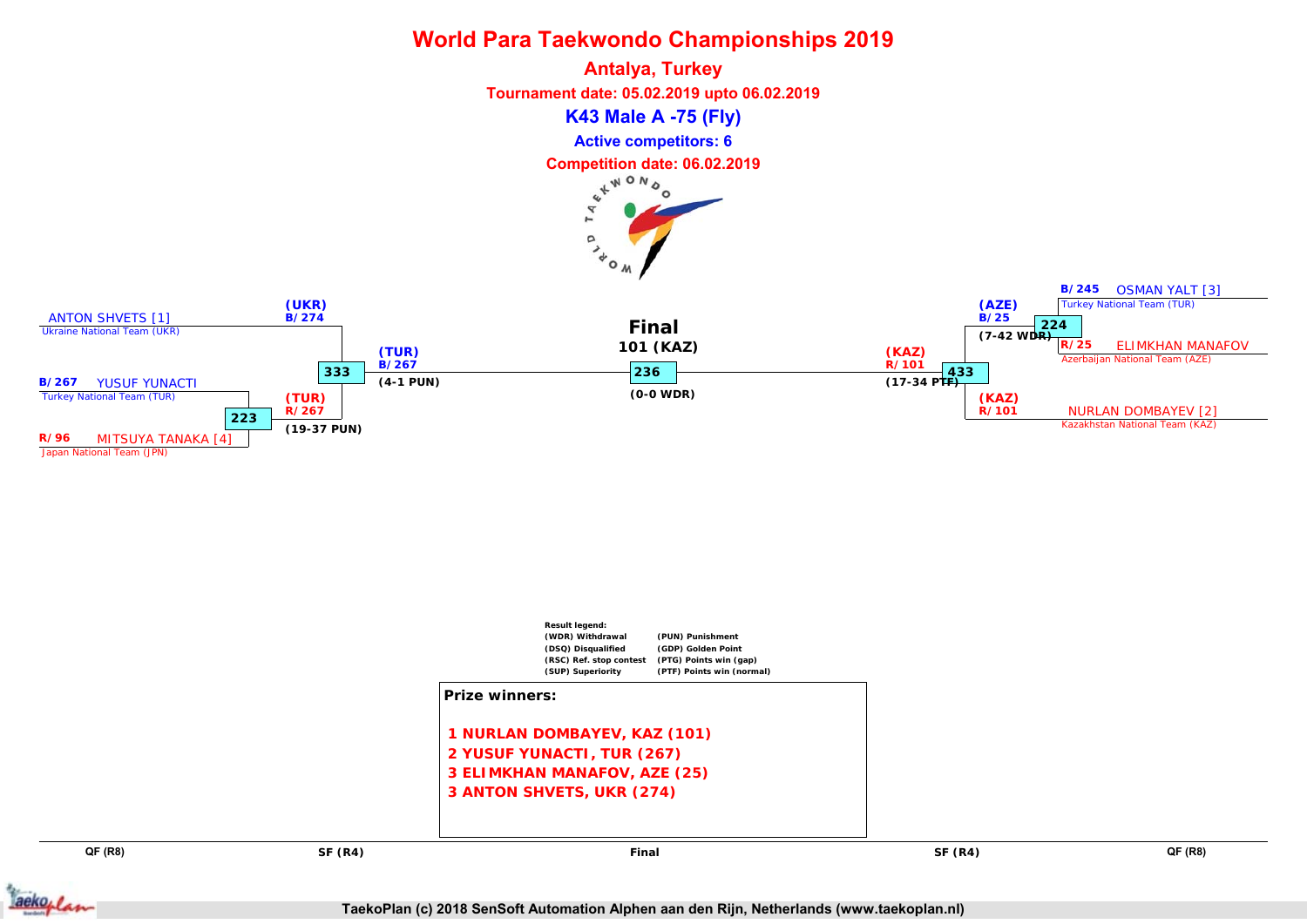# World Para Taekwondo Championships 2019

## Antalya, Turkey

**Tournament date: 05.02.2019 upto 06.02.2019**

## K43 Male A -75 (Fly)

**Active competitors: 6**

**Competition date: 06.02.2019**

### QF (R8) / SF (R4) — Left side

- ANTON SHVETS [1] — Ukraine National Team (UKR)
- B/267 YUSUF YUNACTI — Turkey National Team (TUR)
- R/96 MITSUYA TANAKA [4] — Japan National Team (JPN)

Match 223: (TUR) R/267 — (19-37 PUN)

Match 333: (UKR) B/274 vs (TUR) R/267 → (TUR) B/267 — (4-1 PUN)

### Final

**Final**
**101 (KAZ)**

Match 236 — (0-0 WDR)

### QF (R8) / SF (R4) — Right side

- B/245 OSMAN YALT [3] — Turkey National Team (TUR)
- R/25 ELIMKHAN MANAFOV — Azerbaijan National Team (AZE)
- NURLAN DOMBAYEV [2] — Kazakhstan National Team (KAZ)

Match 224: (AZE) B/25 — (7-42 WDR)

Match 433: (AZE) B/25 vs (KAZ) R/101 → (KAZ) R/101 — (17-34 PTF)

**Result legend:**

| | |
|---|---|
| (WDR) Withdrawal | (PUN) Punishment |
| (DSQ) Disqualified | (GDP) Golden Point |
| (RSC) Ref. stop contest | (PTG) Points win (gap) |
| (SUP) Superiority | (PTF) Points win (normal) |

**Prize winners:**

1 NURLAN DOMBAYEV, KAZ (101)
2 YUSUF YUNACTI, TUR (267)
3 ELIMKHAN MANAFOV, AZE (25)
3 ANTON SHVETS, UKR (274)

QF (R8) | SF (R4) | Final | SF (R4) | QF (R8)

TaekoPlan (c) 2018 SenSoft Automation Alphen aan den Rijn, Netherlands (www.taekoplan.nl)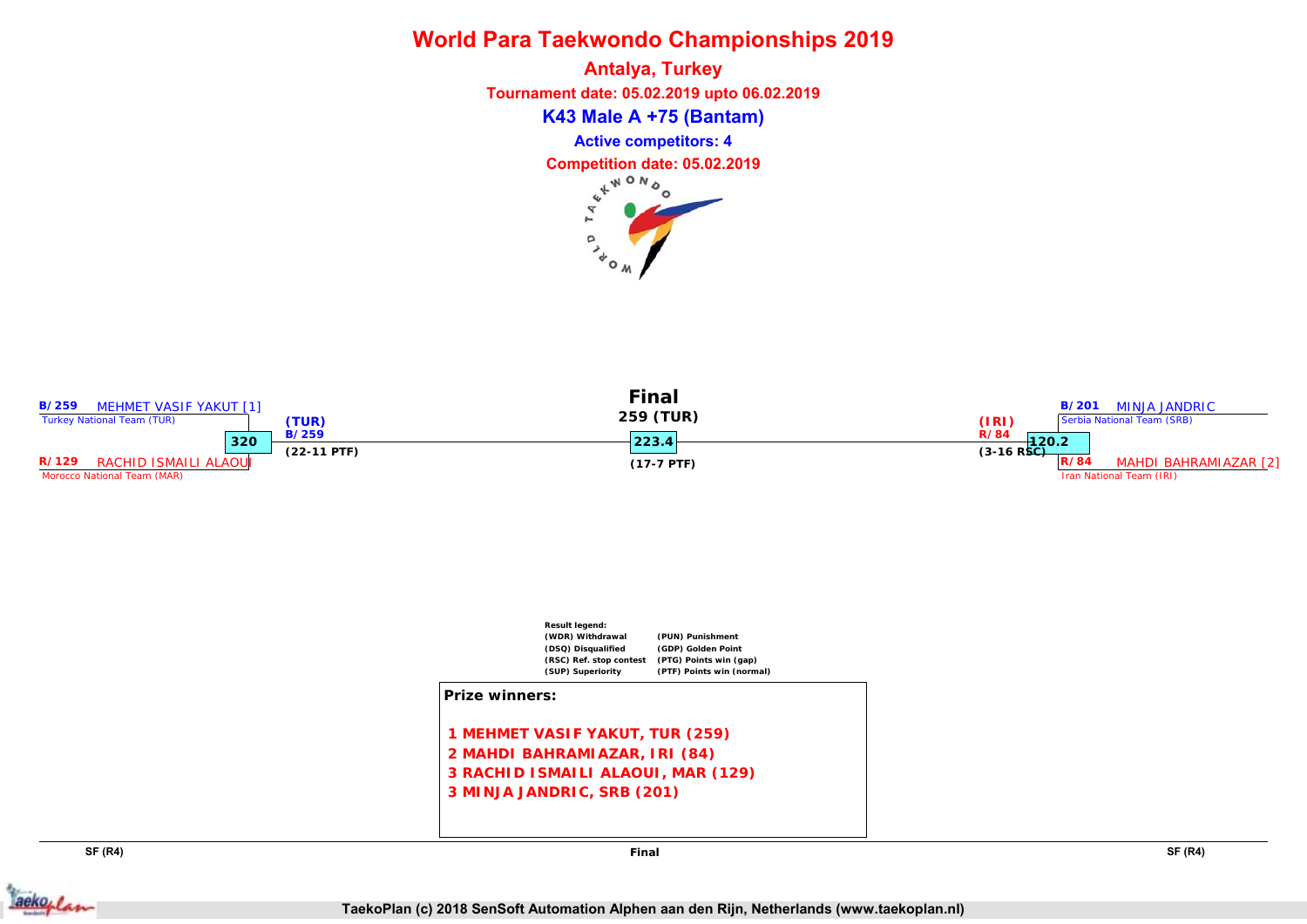# World Para Taekwondo Championships 2019

**Antalya, Turkey**

**Tournament date: 05.02.2019 upto 06.02.2019**

## K43 Male A +75 (Bantam)

**Active competitors: 4**

**Competition date: 05.02.2019**

B/259 MEHMET VASIF YAKUT [1]
Turkey National Team (TUR)

320

R/129 RACHID ISMAILI ALAOUI
Morocco National Team (MAR)

(TUR)
B/259
(22-11 PTF)

**Final**
**259 (TUR)**
223.4
(17-7 PTF)

(IRI)
R/84
(3-16 RSC)

120.2

B/201 MINJA JANDRIC
Serbia National Team (SRB)

R/84 MAHDI BAHRAMIAZAR [2]
Iran National Team (IRI)

**Result legend:**

| | |
|---|---|
| (WDR) Withdrawal | (PUN) Punishment |
| (DSQ) Disqualified | (GDP) Golden Point |
| (RSC) Ref. stop contest | (PTG) Points win (gap) |
| (SUP) Superiority | (PTF) Points win (normal) |

**Prize winners:**

1 MEHMET VASIF YAKUT, TUR (259)
2 MAHDI BAHRAMIAZAR, IRI (84)
3 RACHID ISMAILI ALAOUI, MAR (129)
3 MINJA JANDRIC, SRB (201)

SF (R4) | Final | SF (R4)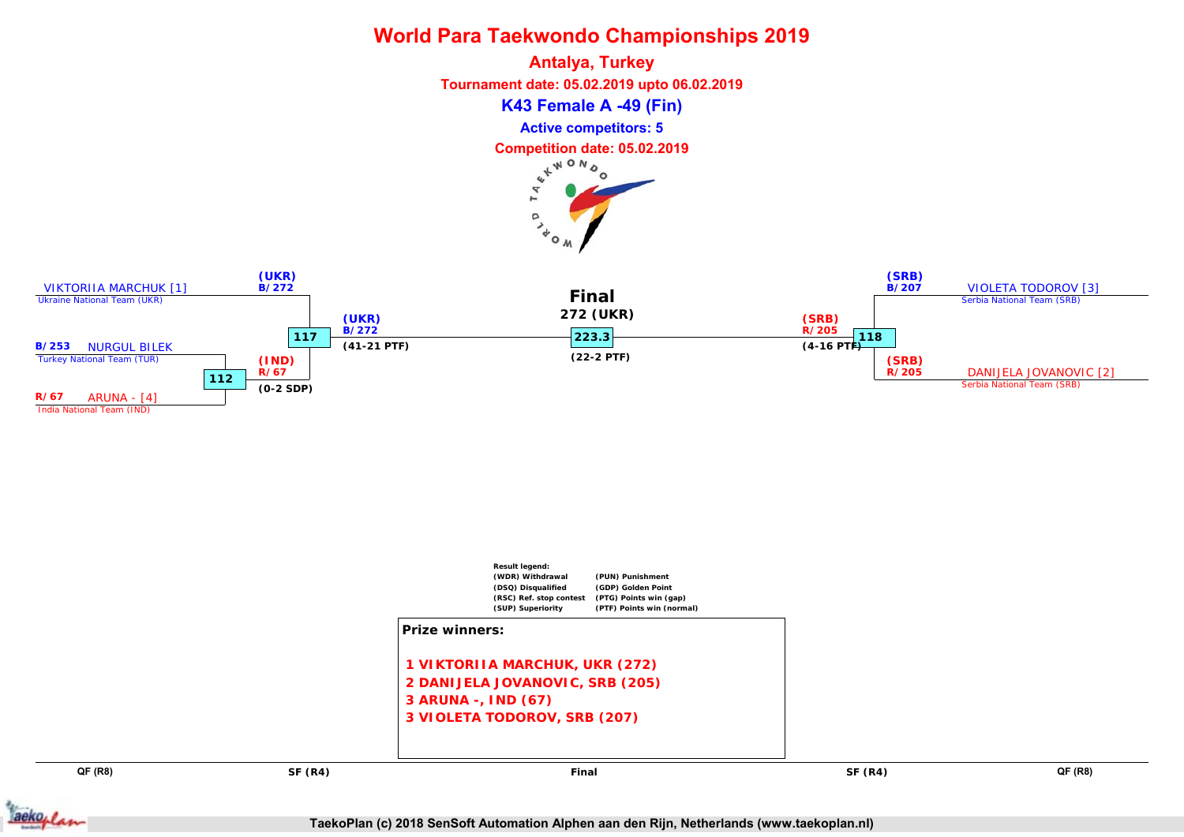# World Para Taekwondo Championships 2019

## Antalya, Turkey

**Tournament date: 05.02.2019 upto 06.02.2019**

## K43 Female A -49 (Fin)

**Active competitors: 5**

**Competition date: 05.02.2019**

### Bracket

**QF (R8) / SF (R4) – Left side**

- VIKTORIIA MARCHUK [1] – Ukraine National Team (UKR) – (UKR) B/272
- B/253 NURGUL BILEK – Turkey National Team (TUR)
- R/67 ARUNA - [4] – India National Team (IND)

Match 112: (IND) R/67 (0-2 SDP)

Match 117: (UKR) B/272 (41-21 PTF)

**Final**

272 (UKR)

Match 223.3: (22-2 PTF)

**QF (R8) / SF (R4) – Right side**

- VIOLETA TODOROV [3] – Serbia National Team (SRB) – (SRB) B/207
- DANIJELA JOVANOVIC [2] – Serbia National Team (SRB) – (SRB) R/205

Match 118: (SRB) R/205 (4-16 PTF)

**Result legend:**

| | |
|---|---|
| (WDR) Withdrawal | (PUN) Punishment |
| (DSQ) Disqualified | (GDP) Golden Point |
| (RSC) Ref. stop contest | (PTG) Points win (gap) |
| (SUP) Superiority | (PTF) Points win (normal) |

**Prize winners:**

1 VIKTORIIA MARCHUK, UKR (272)
2 DANIJELA JOVANOVIC, SRB (205)
3 ARUNA -, IND (67)
3 VIOLETA TODOROV, SRB (207)

QF (R8) | SF (R4) | Final | SF (R4) | QF (R8)

TaekoPlan (c) 2018 SenSoft Automation Alphen aan den Rijn, Netherlands (www.taekoplan.nl)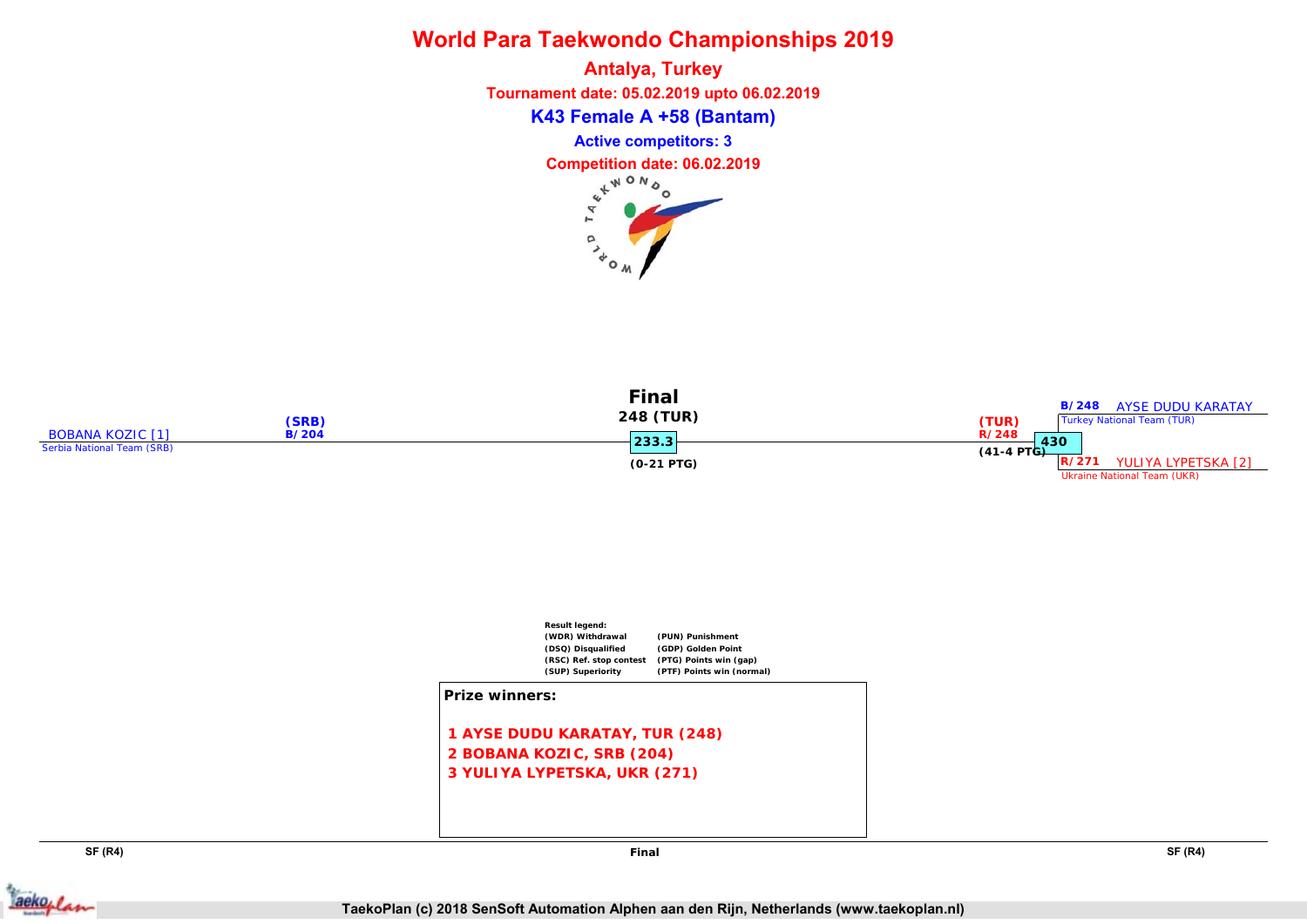# World Para Taekwondo Championships 2019

## Antalya, Turkey

**Tournament date: 05.02.2019 upto 06.02.2019**

## K43 Female A +58 (Bantam)

**Active competitors: 3**

**Competition date: 06.02.2019**

**B/248** AYSE DUDU KARATAY
Turkey National Team (TUR)

**430**

(TUR)
R/248
(41-4 PTG)

**R/271** YULIYA LYPETSKA [2]
Ukraine National Team (UKR)

BOBANA KOZIC [1]
Serbia National Team (SRB)

(SRB)
B/204

**Final**

**248 (TUR)**

**233.3**

(0-21 PTG)

**Result legend:**

| | |
|---|---|
| (WDR) Withdrawal | (PUN) Punishment |
| (DSQ) Disqualified | (GDP) Golden Point |
| (RSC) Ref. stop contest | (PTG) Points win (gap) |
| (SUP) Superiority | (PTF) Points win (normal) |

**Prize winners:**

1. AYSE DUDU KARATAY, TUR (248)
2. BOBANA KOZIC, SRB (204)
3. YULIYA LYPETSKA, UKR (271)

SF (R4) | Final | SF (R4)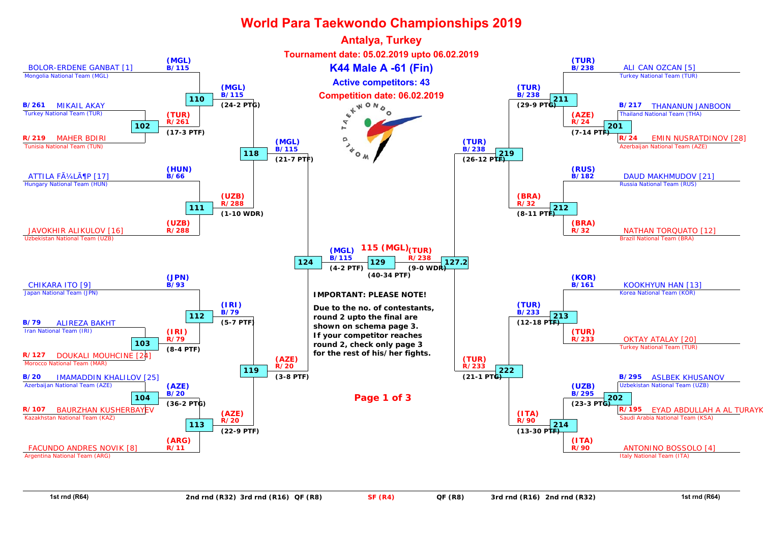# World Para Taekwondo Championships 2019

## Antalya, Turkey

**Tournament date: 05.02.2019 upto 06.02.2019**

## K44 Male A -61 (Fin)

**Active competitors: 43**

**Competition date: 06.02.2019**

### Left half of bracket

**1st rnd (R64)**

- Match 102: B/261 MIKAIL AKAY (Turkey National Team (TUR)) vs R/219 MAHER BDIRI (Tunisia National Team (TUN)) — Winner: (TUR) R/261 (17-3 PTF)
- Match 103: B/79 ALIREZA BAKHT (Iran National Team (IRI)) vs R/127 DOUKALI MOUHCINE [24] (Morocco National Team (MAR)) — Winner: (IRI) R/79 (8-4 PTF)
- Match 104: B/20 IMAMADDIN KHALILOV [25] (Azerbaijan National Team (AZE)) vs R/107 BAURZHAN KUSHERBAYEV (Kazakhstan National Team (KAZ)) — Winner: (AZE) B/20 (36-2 PTG)

**2nd rnd (R32)**

- Match 110: BOLOR-ERDENE GANBAT [1] (Mongolia National Team (MGL)) (MGL) B/115 vs (TUR) R/261 — Winner: (MGL) B/115 (24-2 PTG)
- Match 111: ATTILA FÃ¼LÃ¶P [17] (Hungary National Team (HUN)) (HUN) B/66 vs JAVOKHIR ALIKULOV [16] (Uzbekistan National Team (UZB)) (UZB) R/288 — Winner: (UZB) R/288 (1-10 WDR)
- Match 112: CHIKARA ITO [9] (Japan National Team (JPN)) (JPN) B/93 vs (IRI) R/79 — Winner: (IRI) B/79 (5-7 PTF)
- Match 113: (AZE) B/20 vs FACUNDO ANDRES NOVIK [8] (Argentina National Team (ARG)) (ARG) R/11 — Winner: (AZE) R/20 (22-9 PTF)

**3rd rnd (R16)**

- Match 118: (MGL) B/115 vs (UZB) R/288 — Winner: (MGL) B/115 (21-7 PTF)
- Match 119: (IRI) B/79 vs (AZE) R/20 — Winner: (AZE) R/20 (3-8 PTF)

**QF (R8)**

- Match 124: (MGL) B/115 vs (AZE) R/20 — Winner: (MGL) B/115 (4-2 PTF)

### Right half of bracket

**1st rnd (R64)**

- Match 201: B/217 THANANUN JANBOON (Thailand National Team (THA)) vs R/24 EMIN NUSRATDINOV [28] (Azerbaijan National Team (AZE)) — Winner: (AZE) R/24 (7-14 PTF)
- Match 202: B/295 ASLBEK KHUSANOV (Uzbekistan National Team (UZB)) vs R/195 EYAD ABDULLAH A AL TURAYK (Saudi Arabia National Team (KSA)) — Winner: (UZB) B/295 (23-3 PTG)

**2nd rnd (R32)**

- Match 211: ALI CAN OZCAN [5] (Turkey National Team (TUR)) (TUR) B/238 vs (AZE) R/24 — Winner: (TUR) B/238 (29-9 PTG)
- Match 212: DAUD MAKHMUDOV [21] (Russia National Team (RUS)) (RUS) B/182 vs NATHAN TORQUATO [12] (Brazil National Team (BRA)) (BRA) R/32 — Winner: (BRA) R/32 (8-11 PTF)
- Match 213: KOOKHYUN HAN [13] (Korea National Team (KOR)) (KOR) B/161 vs OKTAY ATALAY [20] (Turkey National Team (TUR)) (TUR) R/233 — Winner: (TUR) B/233 (12-18 PTF)
- Match 214: (UZB) B/295 vs ANTONINO BOSSOLO [4] (Italy National Team (ITA)) (ITA) R/90 — Winner: (ITA) R/90 (13-30 PTF)

**3rd rnd (R16)**

- Match 219: (TUR) B/238 vs (BRA) R/32 — Winner: (TUR) B/238 (26-12 PTF)
- Match 222: (TUR) B/233 vs (ITA) R/90 — Winner: (TUR) R/233 (21-1 PTG)

**QF (R8)**

- Match 127.2: (TUR) B/238 vs (TUR) R/233 — Winner: (TUR) R/238 (9-0 WDR)

### SF (R4)

- Match 129: (MGL) B/115 vs (TUR) R/238 — Winner: **115 (MGL)** (40-34 PTF)

**IMPORTANT: PLEASE NOTE!**

Due to the no. of contestants, round 2 upto the final are shown on schema page 3. If your competitor reaches round 2, check only page 3 for the rest of his/her fights.

| 1st rnd (R64) | 2nd rnd (R32) | 3rd rnd (R16) | QF (R8) | SF (R4) | QF (R8) | 3rd rnd (R16) | 2nd rnd (R32) | 1st rnd (R64) |
|---|---|---|---|---|---|---|---|---|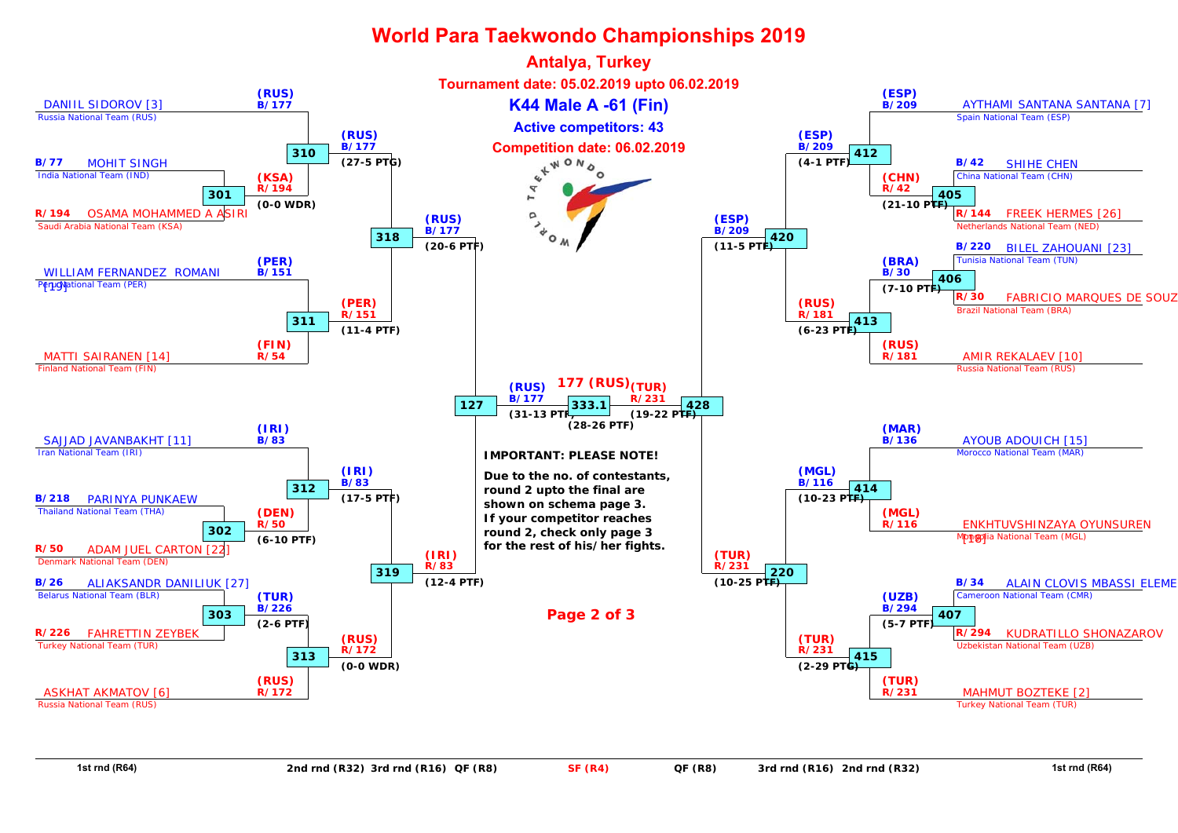# World Para Taekwondo Championships 2019

## Antalya, Turkey

**Tournament date: 05.02.2019 upto 06.02.2019**

## K44 Male A -61 (Fin)

**Active competitors: 43**

**Competition date: 06.02.2019**

### Left half of bracket

**1st rnd (R64) / 2nd rnd (R32)**

- Match 310: DANIIL SIDOROV [3], Russia National Team (RUS) — B/177 vs winner of 301 — Winner: (RUS) B/177 (27-5 PTG)
- Match 301: B/77 MOHIT SINGH, India National Team (IND) vs R/194 OSAMA MOHAMMED A ASIRI, Saudi Arabia National Team (KSA) — Winner: (KSA) R/194 (0-0 WDR)
- Match 311: WILLIAM FERNANDEZ ROMANI [19], Peru National Team (PER) — B/151 vs MATTI SAIRANEN [14], Finland National Team (FIN) — R/54 — Winner: (PER) R/151 (11-4 PTF)
- Match 312: SAJJAD JAVANBAKHT [11], Iran National Team (IRI) — B/83 vs winner of 302 — Winner: (IRI) B/83 (17-5 PTF)
- Match 302: B/218 PARINYA PUNKAEW, Thailand National Team (THA) vs R/50 ADAM JUEL CARTON [22], Denmark National Team (DEN) — Winner: (DEN) R/50 (6-10 PTF)
- Match 303: B/26 ALIAKSANDR DANILIUK [27], Belarus National Team (BLR) vs R/226 FAHRETTIN ZEYBEK, Turkey National Team (TUR) — Winner: (TUR) B/226 (2-6 PTF)
- Match 313: winner of 303 vs ASKHAT AKMATOV [6], Russia National Team (RUS) — R/172 — Winner: (RUS) R/172 (0-0 WDR)

**QF (R8)**

- Match 318: (RUS) B/177 vs (PER) R/151 — Winner: (RUS) B/177 (20-6 PTF)
- Match 319: (IRI) B/83 vs (RUS) R/172 — Winner: (IRI) R/83 (12-4 PTF)

**SF (R4)**

- Match 127: (RUS) B/177 vs (IRI) R/83 — Winner: (RUS) B/177 (31-13 PTF)

### Right half of bracket

**1st rnd (R64) / 2nd rnd (R32)**

- Match 412: AYTHAMI SANTANA SANTANA [7], Spain National Team (ESP) — B/209 vs winner of 405 — Winner: (ESP) B/209 (4-1 PTF)
- Match 405: B/42 SHIHE CHEN, China National Team (CHN) vs R/144 FREEK HERMES [26], Netherlands National Team (NED) — Winner: (CHN) R/42 (21-10 PTF)
- Match 406: B/220 BILEL ZAHOUANI [23], Tunisia National Team (TUN) vs R/30 FABRICIO MARQUES DE SOUZ, Brazil National Team (BRA) — Winner: (BRA) B/30 (7-10 PTF)
- Match 413: winner of 406 vs AMIR REKALAEV [10], Russia National Team (RUS) — R/181 — Winner: (RUS) R/181 (6-23 PTF)
- Match 414: AYOUB ADOUICH [15], Morocco National Team (MAR) — B/136 vs ENKHTUVSHINZAYA OYUNSUREN [18], Mongolia National Team (MGL) — R/116 — Winner: (MGL) B/116 (10-23 PTF)
- Match 407: B/34 ALAIN CLOVIS MBASSI ELEME, Cameroon National Team (CMR) vs R/294 KUDRATILLO SHONAZAROV, Uzbekistan National Team (UZB) — Winner: (UZB) B/294 (5-7 PTF)
- Match 415: winner of 407 vs MAHMUT BOZTEKE [2], Turkey National Team (TUR) — R/231 — Winner: (TUR) R/231 (2-29 PTG)

**QF (R8)**

- Match 420: (ESP) B/209 vs (RUS) R/181 — Winner: (ESP) B/209 (11-5 PTF)
- Match 220: (MGL) B/116 vs (TUR) R/231 — Winner: (TUR) R/231 (10-25 PTF)

**SF (R4)**

- Match 428: (ESP) B/209 vs (TUR) R/231 — Winner: (TUR) R/231 (19-22 PTF)

### Final

- Match 333.1: (RUS) B/177 vs (TUR) R/231 — Winner: **177 (RUS)** (28-26 PTF)

**IMPORTANT: PLEASE NOTE!**

**Due to the no. of contestants, round 2 upto the final are shown on schema page 3. If your competitor reaches round 2, check only page 3 for the rest of his/her fights.**

**Page 2 of 3**

1st rnd (R64) | 2nd rnd (R32) | 3rd rnd (R16) | QF (R8) | SF (R4) | QF (R8) | 3rd rnd (R16) | 2nd rnd (R32) | 1st rnd (R64)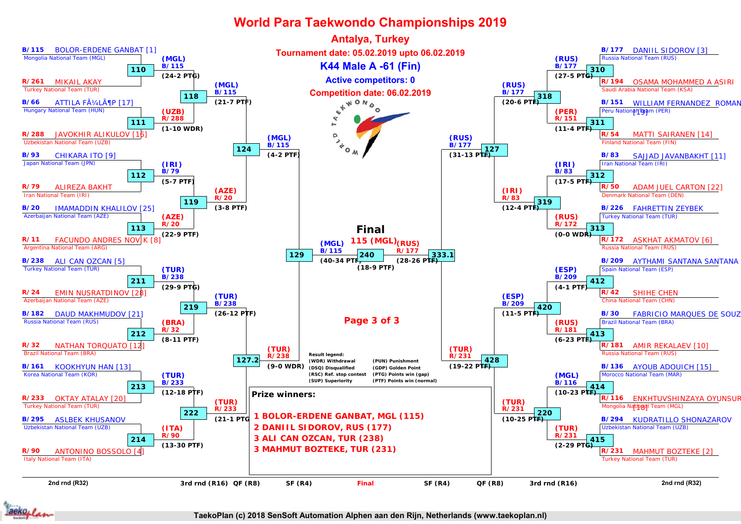# World Para Taekwondo Championships 2019

## Antalya, Turkey

**Tournament date: 05.02.2019 upto 06.02.2019**

## K44 Male A -61 (Fin)

**Active competitors: 0**

**Competition date: 06.02.2019**

### 2nd rnd (R32)

| Contest | Blue | Red | Winner | Score |
|---|---|---|---|---|
| 110 | B/115 BOLOR-ERDENE GANBAT [1], Mongolia National Team (MGL) | R/261 MIKAIL AKAY, Turkey National Team (TUR) | (MGL) B/115 | (24-2 PTG) |
| 111 | B/66 ATTILA FÃ¼LÃ¶P [17], Hungary National Team (HUN) | R/288 JAVOKHIR ALIKULOV [16], Uzbekistan National Team (UZB) | (UZB) R/288 | (1-10 WDR) |
| 112 | B/93 CHIKARA ITO [9], Japan National Team (JPN) | R/79 ALIREZA BAKHT, Iran National Team (IRI) | (IRI) B/79 | (5-7 PTF) |
| 113 | B/20 IMAMADDIN KHALILOV [25], Azerbaijan National Team (AZE) | R/11 FACUNDO ANDRES NOVIK [8], Argentina National Team (ARG) | (AZE) R/20 | (22-9 PTF) |
| 211 | B/238 ALI CAN OZCAN [5], Turkey National Team (TUR) | R/24 EMIN NUSRATDINOV [28], Azerbaijan National Team (AZE) | (TUR) B/238 | (29-9 PTG) |
| 212 | B/182 DAUD MAKHMUDOV [21], Russia National Team (RUS) | R/32 NATHAN TORQUATO [12], Brazil National Team (BRA) | (BRA) R/32 | (8-11 PTF) |
| 213 | B/161 KOOKHYUN HAN [13], Korea National Team (KOR) | R/233 OKTAY ATALAY [20], Turkey National Team (TUR) | (TUR) R/233 | (12-18 PTF) |
| 214 | B/295 ASLBEK KHUSANOV, Uzbekistan National Team (UZB) | R/90 ANTONINO BOSSOLO [4], Italy National Team (ITA) | (ITA) R/90 | (13-30 PTF) |
| 310 | B/177 DANIIL SIDOROV [3], Russia National Team (RUS) | R/194 OSAMA MOHAMMED A ASIRI, Saudi Arabia National Team (KSA) | (RUS) B/177 | (27-5 PTG) |
| 311 | B/151 WILLIAM FERNANDEZ ROMAN [19], Peru National Team (PER) | R/54 MATTI SAIRANEN [14], Finland National Team (FIN) | (PER) R/151 | (11-4 PTF) |
| 312 | B/83 SAJJAD JAVANBAKHT [11], Iran National Team (IRI) | R/50 ADAM JUEL CARTON [22], Denmark National Team (DEN) | (IRI) B/83 | (17-5 PTF) |
| 313 | B/226 FAHRETTIN ZEYBEK, Turkey National Team (TUR) | R/172 ASKHAT AKMATOV [6], Russia National Team (RUS) | (RUS) R/172 | (0-0 WDR) |
| 412 | B/209 AYTHAMI SANTANA SANTANA, Spain National Team (ESP) | R/42 SHIHE CHEN, China National Team (CHN) | (ESP) B/209 | (4-1 PTF) |
| 413 | B/30 FABRICIO MARQUES DE SOUZ, Brazil National Team (BRA) | R/181 AMIR REKALAEV [10], Russia National Team (RUS) | (RUS) R/181 | (6-23 PTF) |
| 414 | B/136 AYOUB ADOUICH [15], Morocco National Team (MAR) | R/116 ENKHTUVSHINZAYA OYUNSUR [18], Mongolia National Team (MGL) | (MGL) B/116 | (10-23 PTF) |
| 415 | B/294 KUDRATILLO SHONAZAROV, Uzbekistan National Team (UZB) | R/231 MAHMUT BOZTEKE [2], Turkey National Team (TUR) | (TUR) R/231 | (2-29 PTG) |

### 3rd rnd (R16)

| Contest | Winner | Score |
|---|---|---|
| 118 | (MGL) B/115 | (21-7 PTF) |
| 119 | (AZE) R/20 | (3-8 PTF) |
| 219 | (TUR) B/238 | (26-12 PTF) |
| 222 | (TUR) R/233 | (21-1 PTG) |
| 318 | (RUS) B/177 | (20-6 PTF) |
| 319 | (IRI) R/83 | (12-4 PTF) |
| 420 | (ESP) B/209 | (11-5 PTF) |
| 220 | (TUR) R/231 | (10-25 PTF) |

### QF (R8)

| Contest | Winner | Score |
|---|---|---|
| 124 | (MGL) B/115 | (4-2 PTF) |
| 127.2 | (TUR) R/238 | (9-0 WDR) |
| 127 | (RUS) B/177 | (31-13 PTF) |
| 428 | (TUR) R/231 | (19-22 PTF) |

### SF (R4)

| Contest | Winner | Score |
|---|---|---|
| 129 | (MGL) B/115 | (40-34 PTF) |
| 333.1 | (RUS) R/177 | (28-26 PTF) |

### Final

| Contest | Winner | Score |
|---|---|---|
| 240 | 115 (MGL) | (18-9 PTF) |

**Result legend:**

- (WDR) Withdrawal
- (DSQ) Disqualified
- (RSC) Ref. stop contest
- (SUP) Superiority
- (PUN) Punishment
- (GDP) Golden Point
- (PTG) Points win (gap)
- (PTF) Points win (normal)

**Prize winners:**

1. BOLOR-ERDENE GANBAT, MGL (115)
2. DANIIL SIDOROV, RUS (177)
3. ALI CAN OZCAN, TUR (238)
3. MAHMUT BOZTEKE, TUR (231)

TaekoPlan (c) 2018 SenSoft Automation Alphen aan den Rijn, Netherlands (www.taekoplan.nl)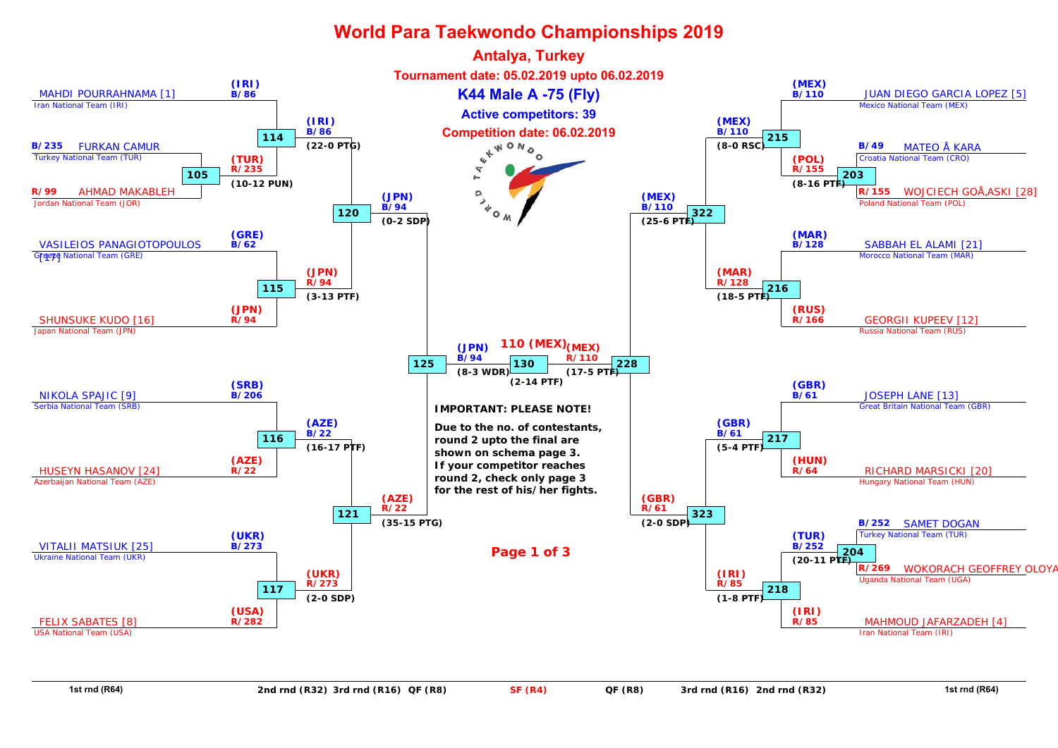# World Para Taekwondo Championships 2019

## Antalya, Turkey

**Tournament date: 05.02.2019 upto 06.02.2019**

### K44 Male A -75 (Fly)

**Active competitors: 39**

**Competition date: 06.02.2019**

## Left side of bracket

| Match | Blue | Red | Winner | Score |
|---|---|---|---|---|
| 105 | FURKAN CAMUR (Turkey National Team (TUR)) B/235 | AHMAD MAKABLEH (Jordan National Team (JOR)) R/99 | (TUR) R/235 | (10-12 PUN) |
| 114 | MAHDI POURRAHNAMA [1] (Iran National Team (IRI)) (IRI) B/86 | (TUR) R/235 | (IRI) B/86 | (22-0 PTG) |
| 115 | VASILEIOS PANAGIOTOPOULOS [17] (Greece National Team (GRE)) (GRE) B/62 | SHUNSUKE KUDO [16] (Japan National Team (JPN)) (JPN) R/94 | (JPN) R/94 | (3-13 PTF) |
| 120 | (IRI) B/86 | (JPN) R/94 | (JPN) B/94 | (0-2 SDP) |
| 116 | NIKOLA SPAJIC [9] (Serbia National Team (SRB)) (SRB) B/206 | HUSEYN HASANOV [24] (Azerbaijan National Team (AZE)) (AZE) R/22 | (AZE) B/22 | (16-17 PTF) |
| 117 | VITALII MATSIUK [25] (Ukraine National Team (UKR)) (UKR) B/273 | FELIX SABATES [8] (USA National Team (USA)) (USA) R/282 | (UKR) R/273 | (2-0 SDP) |
| 121 | (AZE) B/22 | (UKR) R/273 | (AZE) R/22 | (35-15 PTG) |
| 125 | (JPN) B/94 | (AZE) R/22 | (JPN) B/94 | (8-3 WDR) |

## Right side of bracket

| Match | Blue | Red | Winner | Score |
|---|---|---|---|---|
| 203 | MATEO Å KARA (Croatia National Team (CRO)) B/49 | WOJCIECH GOÅ‚ASKI [28] (Poland National Team (POL)) R/155 | (POL) R/155 | (8-16 PTF) |
| 215 | JUAN DIEGO GARCIA LOPEZ [5] (Mexico National Team (MEX)) (MEX) B/110 | (POL) R/155 | (MEX) B/110 | (8-0 RSC) |
| 216 | SABBAH EL ALAMI [21] (Morocco National Team (MAR)) (MAR) B/128 | GEORGII KUPEEV [12] (Russia National Team (RUS)) (RUS) R/166 | (MAR) R/128 | (18-5 PTF) |
| 322 | (MEX) B/110 | (MAR) R/128 | (MEX) B/110 | (25-6 PTF) |
| 217 | JOSEPH LANE [13] (Great Britain National Team (GBR)) (GBR) B/61 | RICHARD MARSICKI [20] (Hungary National Team (HUN)) (HUN) R/64 | (GBR) B/61 | (5-4 PTF) |
| 204 | SAMET DOGAN (Turkey National Team (TUR)) B/252 | WOKORACH GEOFFREY OLOYA (Uganda National Team (UGA)) R/269 | (TUR) B/252 | (20-11 PTF) |
| 218 | (TUR) B/252 | MAHMOUD JAFARZADEH [4] (Iran National Team (IRI)) (IRI) R/85 | (IRI) R/85 | (1-8 PTF) |
| 323 | (GBR) B/61 | (IRI) R/85 | (GBR) R/61 | (2-0 SDP) |
| 228 | (MEX) B/110 | (GBR) R/61 | (MEX) R/110 | (17-5 PTF) |

## Final

| Match | Blue | Red | Winner | Score |
|---|---|---|---|---|
| 130 | (JPN) B/94 | (MEX) R/110 | 110 (MEX) | (2-14 PTF) |

**IMPORTANT: PLEASE NOTE!**

**Due to the no. of contestants, round 2 upto the final are shown on schema page 3. If your competitor reaches round 2, check only page 3 for the rest of his/her fights.**

1st rnd (R64) | 2nd rnd (R32) | 3rd rnd (R16) | QF (R8) | SF (R4) | QF (R8) | 3rd rnd (R16) | 2nd rnd (R32) | 1st rnd (R64)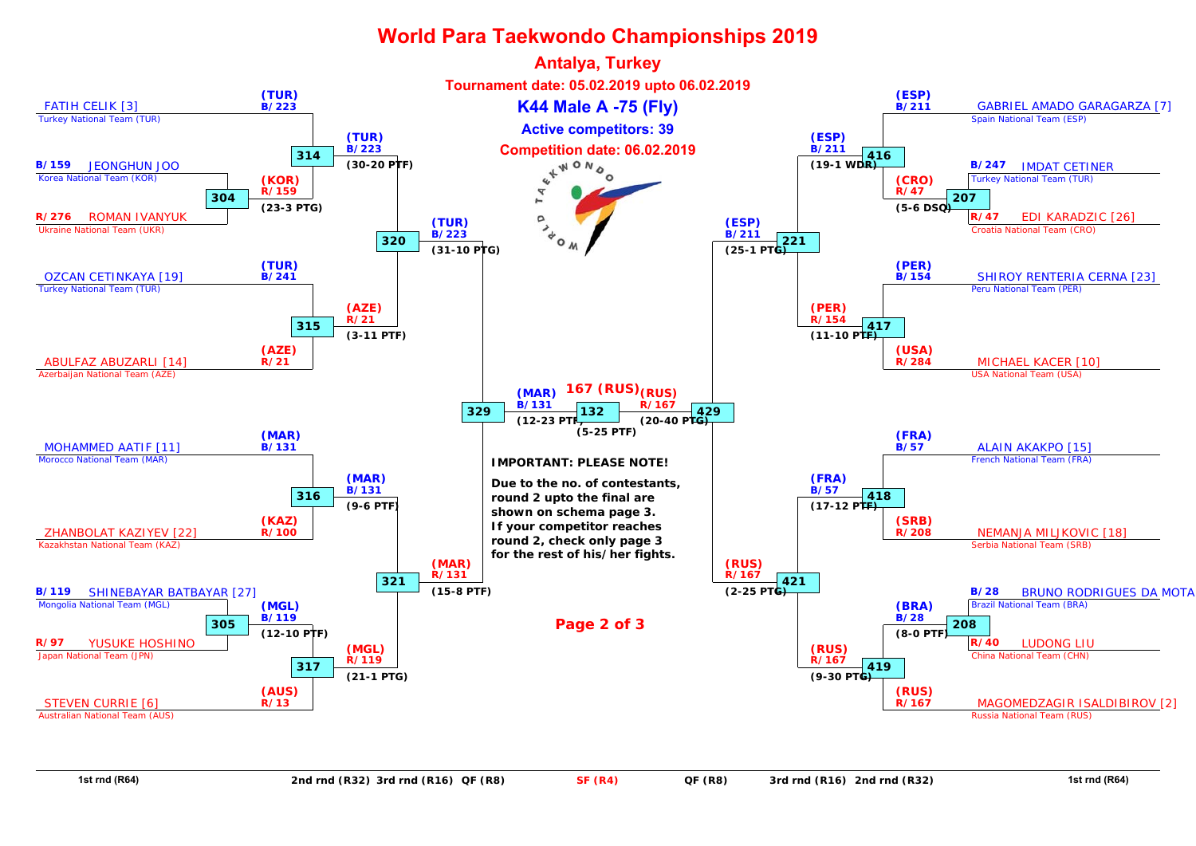# World Para Taekwondo Championships 2019

## Antalya, Turkey

**Tournament date: 05.02.2019 upto 06.02.2019**

### K44 Male A -75 (Fly)

**Active competitors: 39**

**Competition date: 06.02.2019**

**IMPORTANT: PLEASE NOTE!**

**Due to the no. of contestants, round 2 upto the final are shown on schema page 3. If your competitor reaches round 2, check only page 3 for the rest of his/her fights.**

## Left half of bracket

| Contest | Blue | Red | Winner | Score |
|---|---|---|---|---|
| 304 | B/159 JEONGHUN JOO (Korea National Team (KOR)) | R/276 ROMAN IVANYUK (Ukraine National Team (UKR)) | (KOR) R/159 | 23-3 PTG |
| 314 | FATIH CELIK [3] (Turkey National Team (TUR)) (TUR) B/223 | (KOR) R/159 | (TUR) B/223 | 30-20 PTF |
| 315 | OZCAN CETINKAYA [19] (Turkey National Team (TUR)) (TUR) B/241 | ABULFAZ ABUZARLI [14] (Azerbaijan National Team (AZE)) (AZE) R/21 | (AZE) R/21 | 3-11 PTF |
| 320 | (TUR) B/223 | (AZE) R/21 | (TUR) B/223 | 31-10 PTG |
| 316 | MOHAMMED AATIF [11] (Morocco National Team (MAR)) (MAR) B/131 | ZHANBOLAT KAZIYEV [22] (Kazakhstan National Team (KAZ)) (KAZ) R/100 | (MAR) B/131 | 9-6 PTF |
| 305 | B/119 SHINEBAYAR BATBAYAR [27] (Mongolia National Team (MGL)) | R/97 YUSUKE HOSHINO (Japan National Team (JPN)) | (MGL) B/119 | 12-10 PTF |
| 317 | (MGL) B/119 | STEVEN CURRIE [6] (Australian National Team (AUS)) (AUS) R/13 | (MGL) R/119 | 21-1 PTG |
| 321 | (MAR) B/131 | (MGL) R/119 | (MAR) R/131 | 15-8 PTF |
| 329 | (TUR) B/223 | (MAR) R/131 | (MAR) B/131 | 12-23 PTF |

## Right half of bracket

| Contest | Blue | Red | Winner | Score |
|---|---|---|---|---|
| 207 | B/247 IMDAT CETINER (Turkey National Team (TUR)) | R/47 EDI KARADZIC [26] (Croatia National Team (CRO)) | (CRO) R/47 | 5-6 DSQ |
| 416 | GABRIEL AMADO GARAGARZA [7] (Spain National Team (ESP)) (ESP) B/211 | (CRO) R/47 | (ESP) B/211 | 19-1 WDR |
| 417 | SHIROY RENTERIA CERNA [23] (Peru National Team (PER)) (PER) B/154 | MICHAEL KACER [10] (USA National Team (USA)) (USA) R/284 | (PER) R/154 | 11-10 PTF |
| 221 | (ESP) B/211 | (PER) R/154 | (ESP) B/211 | 25-1 PTG |
| 418 | ALAIN AKAKPO [15] (French National Team (FRA)) (FRA) B/57 | NEMANJA MILJKOVIC [18] (Serbia National Team (SRB)) (SRB) R/208 | (FRA) B/57 | 17-12 PTF |
| 208 | B/28 BRUNO RODRIGUES DA MOTA (Brazil National Team (BRA)) | R/40 LUDONG LIU (China National Team (CHN)) | (BRA) B/28 | 8-0 PTF |
| 419 | (BRA) B/28 | MAGOMEDZAGIR ISALDIBIROV [2] (Russia National Team (RUS)) (RUS) R/167 | (RUS) R/167 | 9-30 PTG |
| 421 | (FRA) B/57 | (RUS) R/167 | (RUS) R/167 | 2-25 PTG |
| 429 | (ESP) B/211 | (RUS) R/167 | (RUS) R/167 | 20-40 PTG |

## Final

| Contest | Blue | Red | Winner | Score |
|---|---|---|---|---|
| 132 | (MAR) B/131 | (RUS) R/167 | 167 (RUS) | 5-25 PTF |

1st rnd (R64) | 2nd rnd (R32) | 3rd rnd (R16) | QF (R8) | SF (R4) | QF (R8) | 3rd rnd (R16) | 2nd rnd (R32) | 1st rnd (R64)

Page 2 of 3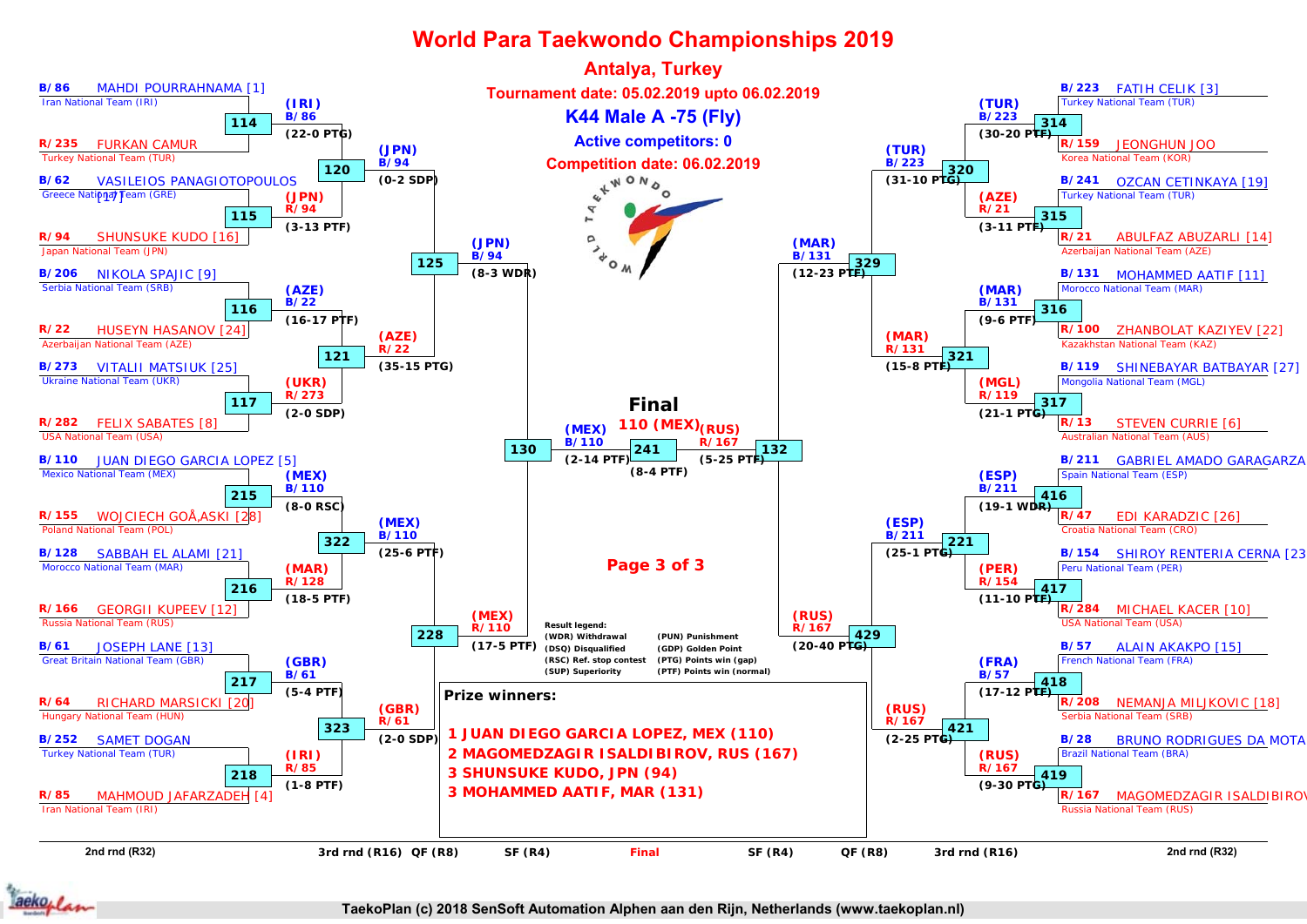# World Para Taekwondo Championships 2019

## Antalya, Turkey

**Tournament date: 05.02.2019 upto 06.02.2019**

## K44 Male A -75 (Fly)

**Active competitors: 0**

**Competition date: 06.02.2019**

### 2nd rnd (R32) — Left side

| Match | Blue | Red | Winner | Score |
|---|---|---|---|---|
| 114 | B/86 MAHDI POURRAHNAMA [1], Iran National Team (IRI) | R/235 FURKAN CAMUR, Turkey National Team (TUR) | (IRI) B/86 | (22-0 PTG) |
| 115 | B/62 VASILEIOS PANAGIOTOPOULOS [17], Greece National Team (GRE) | R/94 SHUNSUKE KUDO [16], Japan National Team (JPN) | (JPN) R/94 | (3-13 PTF) |
| 116 | B/206 NIKOLA SPAJIC [9], Serbia National Team (SRB) | R/22 HUSEYN HASANOV [24], Azerbaijan National Team (AZE) | (AZE) B/22 | (16-17 PTF) |
| 117 | B/273 VITALII MATSIUK [25], Ukraine National Team (UKR) | R/282 FELIX SABATES [8], USA National Team (USA) | (UKR) R/273 | (2-0 SDP) |
| 215 | B/110 JUAN DIEGO GARCIA LOPEZ [5], Mexico National Team (MEX) | R/155 WOJCIECH GOÅ,ASKI [28], Poland National Team (POL) | (MEX) B/110 | (8-0 RSC) |
| 216 | B/128 SABBAH EL ALAMI [21], Morocco National Team (MAR) | R/166 GEORGII KUPEEV [12], Russia National Team (RUS) | (MAR) R/128 | (18-5 PTF) |
| 217 | B/61 JOSEPH LANE [13], Great Britain National Team (GBR) | R/64 RICHARD MARSICKI [20], Hungary National Team (HUN) | (GBR) B/61 | (5-4 PTF) |
| 218 | B/252 SAMET DOGAN, Turkey National Team (TUR) | R/85 MAHMOUD JAFARZADEH [4], Iran National Team (IRI) | (IRI) R/85 | (1-8 PTF) |

### 3rd rnd (R16) — Left side

| Match | Winner | Score |
|---|---|---|
| 120 | (JPN) B/94 | (0-2 SDP) |
| 121 | (AZE) R/22 | (35-15 PTG) |
| 322 | (MEX) B/110 | (25-6 PTF) |
| 323 | (GBR) R/61 | (2-0 SDP) |

### QF (R8) — Left side

| Match | Winner | Score |
|---|---|---|
| 125 | (JPN) B/94 | (8-3 WDR) |
| 228 | (MEX) R/110 | (17-5 PTF) |

### SF (R4) — Left side

| Match | Winner | Score |
|---|---|---|
| 130 | (MEX) B/110 | (2-14 PTF) |

### 2nd rnd (R32) — Right side

| Match | Blue | Red | Winner | Score |
|---|---|---|---|---|
| 314 | B/223 FATIH CELIK [3], Turkey National Team (TUR) | R/159 JEONGHUN JOO, Korea National Team (KOR) | (TUR) B/223 | (30-20 PTF) |
| 315 | B/241 OZCAN CETINKAYA [19], Turkey National Team (TUR) | R/21 ABULFAZ ABUZARLI [14], Azerbaijan National Team (AZE) | (AZE) R/21 | (3-11 PTF) |
| 316 | B/131 MOHAMMED AATIF [11], Morocco National Team (MAR) | R/100 ZHANBOLAT KAZIYEV [22], Kazakhstan National Team (KAZ) | (MAR) B/131 | (9-6 PTF) |
| 317 | B/119 SHINEBAYAR BATBAYAR [27], Mongolia National Team (MGL) | R/13 STEVEN CURRIE [6], Australian National Team (AUS) | (MGL) R/119 | (21-1 PTG) |
| 416 | B/211 GABRIEL AMADO GARAGARZA, Spain National Team (ESP) | R/47 EDI KARADZIC [26], Croatia National Team (CRO) | (ESP) B/211 | (19-1 WDR) |
| 417 | B/154 SHIROY RENTERIA CERNA [23], Peru National Team (PER) | R/284 MICHAEL KACER [10], USA National Team (USA) | (PER) R/154 | (11-10 PTF) |
| 418 | B/57 ALAIN AKAKPO [15], French National Team (FRA) | R/208 NEMANJA MILJKOVIC [18], Serbia National Team (SRB) | (FRA) B/57 | (17-12 PTF) |
| 419 | B/28 BRUNO RODRIGUES DA MOTA, Brazil National Team (BRA) | R/167 MAGOMEDZAGIR ISALDIBIROV, Russia National Team (RUS) | (RUS) R/167 | (9-30 PTG) |

### 3rd rnd (R16) — Right side

| Match | Winner | Score |
|---|---|---|
| 320 | (TUR) B/223 | (31-10 PTG) |
| 321 | (MAR) R/131 | (15-8 PTF) |
| 221 | (ESP) B/211 | (25-1 PTG) |
| 421 | (RUS) R/167 | (2-25 PTG) |

### QF (R8) — Right side

| Match | Winner | Score |
|---|---|---|
| 329 | (MAR) B/131 | (12-23 PTF) |
| 429 | (RUS) R/167 | (20-40 PTG) |

### SF (R4) — Right side

| Match | Winner | Score |
|---|---|---|
| 132 | (RUS) R/167 | (5-25 PTF) |

### Final

| Match | Winner | Score |
|---|---|---|
| 241 | 110 (MEX) | (8-4 PTF) |

**Result legend:**

- (WDR) Withdrawal
- (DSQ) Disqualified
- (RSC) Ref. stop contest
- (SUP) Superiority
- (PUN) Punishment
- (GDP) Golden Point
- (PTG) Points win (gap)
- (PTF) Points win (normal)

**Prize winners:**

1. JUAN DIEGO GARCIA LOPEZ, MEX (110)
2. MAGOMEDZAGIR ISALDIBIROV, RUS (167)
3. SHUNSUKE KUDO, JPN (94)
3. MOHAMMED AATIF, MAR (131)

TaekoPlan (c) 2018 SenSoft Automation Alphen aan den Rijn, Netherlands (www.taekoplan.nl)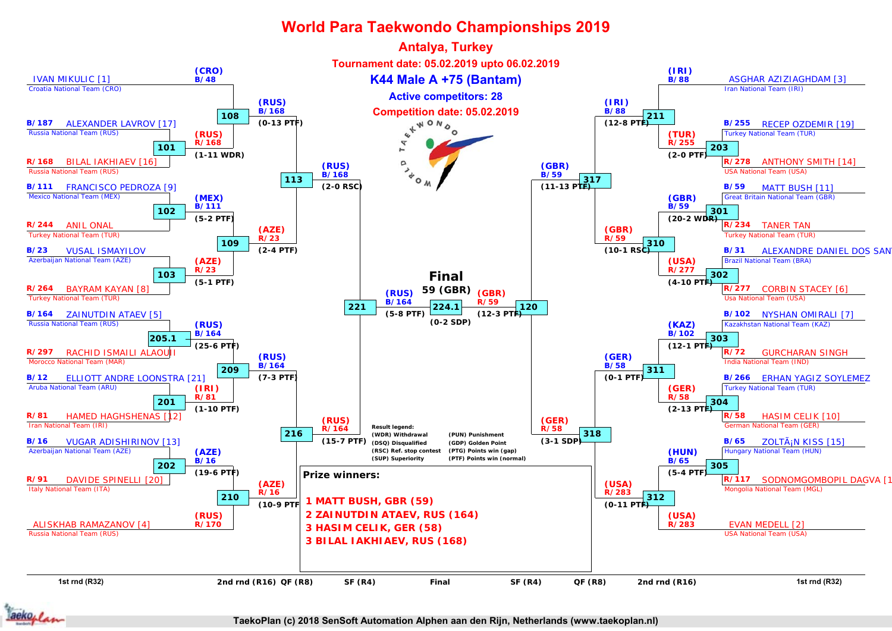# World Para Taekwondo Championships 2019

## Antalya, Turkey

**Tournament date: 05.02.2019 upto 06.02.2019**

## K44 Male A +75 (Bantam)

**Active competitors: 28**

**Competition date: 05.02.2019**

### 1st round (R32) – Left side

- IVAN MIKULIC [1] – Croatia National Team (CRO)
- B/187 ALEXANDER LAVROV [17] – Russia National Team (RUS)
- R/168 BILAL IAKHIAEV [16] – Russia National Team (RUS)
- B/111 FRANCISCO PEDROZA [9] – Mexico National Team (MEX)
- R/244 ANIL ONAL – Turkey National Team (TUR)
- B/23 VUSAL ISMAYILOV – Azerbaijan National Team (AZE)
- R/264 BAYRAM KAYAN [8] – Turkey National Team (TUR)
- B/164 ZAINUTDIN ATAEV [5] – Russia National Team (RUS)
- R/297 RACHID ISMAILI ALAOUI – Morocco National Team (MAR)
- B/12 ELLIOTT ANDRE LOONSTRA [21] – Aruba National Team (ARU)
- R/81 HAMED HAGHSHENAS [12] – Iran National Team (IRI)
- B/16 VUGAR ADISHIRINOV [13] – Azerbaijan National Team (AZE)
- R/91 DAVIDE SPINELLI [20] – Italy National Team (ITA)
- ALISKHAB RAMAZANOV [4] – Russia National Team (RUS)

### 1st round (R32) – Right side

- ASGHAR AZIZIAGHDAM [3] – Iran National Team (IRI)
- B/255 RECEP OZDEMIR [19] – Turkey National Team (TUR)
- R/278 ANTHONY SMITH [14] – USA National Team (USA)
- B/59 MATT BUSH [11] – Great Britain National Team (GBR)
- R/234 TANER TAN – Turkey National Team (TUR)
- B/31 ALEXANDRE DANIEL DOS SAN… – Brazil National Team (BRA)
- R/277 CORBIN STACEY [6] – Usa National Team (USA)
- B/102 NYSHAN OMIRALI [7] – Kazakhstan National Team (KAZ)
- R/72 GURCHARAN SINGH – India National Team (IND)
- B/266 ERHAN YAGIZ SOYLEMEZ – Turkey National Team (TUR)
- R/58 HASIM CELIK [10] – German National Team (GER)
- B/65 ZOLTÃ¡N KISS [15] – Hungary National Team (HUN)
- R/117 SODNOMGOMBOPIL DAGVA [1… – Mongolia National Team (MGL)
- EVAN MEDELL [2] – USA National Team (USA)

### Matches

| Match | Winner | Result |
|---|---|---|
| 101 | (RUS) R/168 | (1-11 WDR) |
| 102 | (MEX) B/111 | (5-2 PTF) |
| 103 | (AZE) R/23 | (5-1 PTF) |
| 205.1 | (RUS) B/164 | (25-6 PTF) |
| 201 | (IRI) R/81 | (1-10 PTF) |
| 202 | (AZE) B/16 | (19-6 PTF) |
| 108 | (RUS) B/168 | (0-13 PTF) |
| 109 | (AZE) R/23 | (2-4 PTF) |
| 209 | (RUS) B/164 | (7-3 PTF) |
| 210 | (AZE) R/16 | (10-9 PTF) |
| 113 | (RUS) B/168 | (2-0 RSC) |
| 216 | (RUS) R/164 | (15-7 PTF) |
| 221 | (RUS) B/164 | (5-8 PTF) |
| 203 | (TUR) R/255 | (2-0 PTF) |
| 301 | (GBR) B/59 | (20-2 WDR) |
| 302 | (USA) R/277 | (4-10 PTF) |
| 303 | (KAZ) B/102 | (12-1 PTF) |
| 304 | (GER) R/58 | (2-13 PTF) |
| 305 | (HUN) B/65 | (5-4 PTF) |
| 211 | (IRI) B/88 | (12-8 PTF) |
| 310 | (GBR) R/59 | (10-1 RSC) |
| 311 | (GER) B/58 | (0-1 PTF) |
| 312 | (USA) R/283 | (0-11 PTF) |
| 317 | (GBR) B/59 | (11-13 PTF) |
| 318 | (GER) R/58 | (3-1 SDP) |
| 120 | (GBR) R/59 | (12-3 PTF) |

First round byes: (CRO) B/48 IVAN MIKULIC; (RUS) R/170 ALISKHAB RAMAZANOV; (IRI) B/88 ASGHAR AZIZIAGHDAM; (USA) R/283 EVAN MEDELL.

### Final

**59 (GBR)** – Match 224.1: (RUS) B/164 vs (GBR) R/59 – (0-2 SDP)

**Result legend:**

- (WDR) Withdrawal
- (DSQ) Disqualified
- (RSC) Ref. stop contest
- (SUP) Superiority
- (PUN) Punishment
- (GDP) Golden Point
- (PTG) Points win (gap)
- (PTF) Points win (normal)

**Prize winners:**

1. MATT BUSH, GBR (59)
2. ZAINUTDIN ATAEV, RUS (164)
3. HASIM CELIK, GER (58)
3. BILAL IAKHIAEV, RUS (168)

1st rnd (R32) | 2nd rnd (R16) | QF (R8) | SF (R4) | Final | SF (R4) | QF (R8) | 2nd rnd (R16) | 1st rnd (R32)

TaekoPlan (c) 2018 SenSoft Automation Alphen aan den Rijn, Netherlands (www.taekoplan.nl)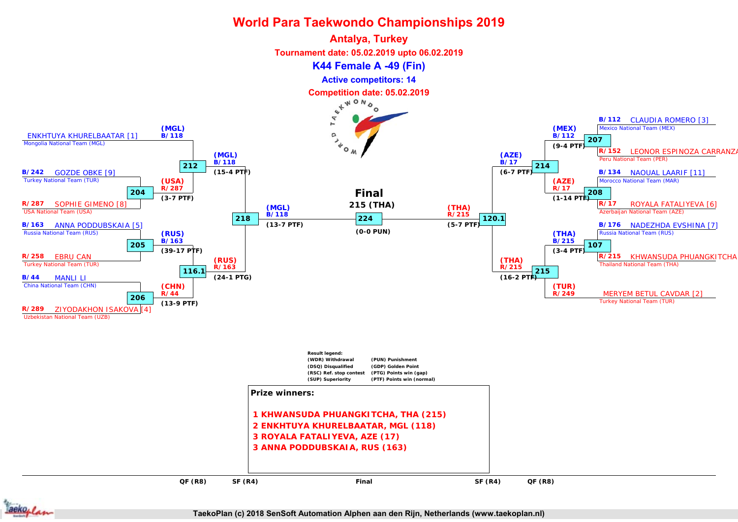# World Para Taekwondo Championships 2019

## Antalya, Turkey

**Tournament date: 05.02.2019 upto 06.02.2019**

### K44 Female A -49 (Fin)

**Active competitors: 14**

**Competition date: 05.02.2019**

## Bracket

### Left side

| Competitor | Team | QF (R8) | SF (R4) | Final |
|---|---|---|---|---|
| B/118 ENKHTUYA KHURELBAATAR [1] | Mongolia National Team (MGL) | (MGL) B/118 | | |
| B/242 GOZDE OBKE [9] | Turkey National Team (TUR) | Match 204: (USA) R/287 (3-7 PTF) | Match 212: (MGL) B/118 (15-4 PTF) | |
| R/287 SOPHIE GIMENO [8] | USA National Team (USA) | | | Match 218: (MGL) B/118 (13-7 PTF) |
| B/163 ANNA PODDUBSKAIA [5] | Russia National Team (RUS) | Match 205: (RUS) B/163 (39-17 PTF) | | |
| R/258 EBRU CAN | Turkey National Team (TUR) | | Match 116.1: (RUS) R/163 (24-1 PTG) | |
| B/44 MANLI LI | China National Team (CHN) | Match 206: (CHN) R/44 (13-9 PTF) | | |
| R/289 ZIYODAKHON ISAKOVA [4] | Uzbekistan National Team (UZB) | | | |

### Right side

| Competitor | Team | QF (R8) | SF (R4) | Final |
|---|---|---|---|---|
| B/112 CLAUDIA ROMERO [3] | Mexico National Team (MEX) | Match 207: (MEX) B/112 (9-4 PTF) | | |
| R/152 LEONOR ESPINOZA CARRANZA | Peru National Team (PER) | | Match 214: (AZE) B/17 (6-7 PTF) | |
| B/134 NAOUAL LAARIF [11] | Morocco National Team (MAR) | Match 208: (AZE) R/17 (1-14 PTF) | | |
| R/17 ROYALA FATALIYEVA [6] | Azerbaijan National Team (AZE) | | | Match 120.1: (THA) R/215 (5-7 PTF) |
| B/176 NADEZHDA EVSHINA [7] | Russia National Team (RUS) | Match 107: (THA) B/215 (3-4 PTF) | | |
| R/215 KHWANSUDA PHUANGKITCHA | Thailand National Team (THA) | | Match 215: (THA) R/215 (16-2 PTF) | |
| R/249 MERYEM BETUL CAVDAR [2] | Turkey National Team (TUR) | (TUR) R/249 | | |

### Final

**215 (THA)**

Match 224: (MGL) B/118 vs (THA) R/215 — (0-0 PUN)

**Result legend:**

- (WDR) Withdrawal
- (DSQ) Disqualified
- (RSC) Ref. stop contest
- (SUP) Superiority
- (PUN) Punishment
- (GDP) Golden Point
- (PTG) Points win (gap)
- (PTF) Points win (normal)

**Prize winners:**

1 KHWANSUDA PHUANGKITCHA, THA (215)
2 ENKHTUYA KHURELBAATAR, MGL (118)
3 ROYALA FATALIYEVA, AZE (17)
3 ANNA PODDUBSKAIA, RUS (163)

QF (R8) | SF (R4) | Final | SF (R4) | QF (R8)

TaekoPlan (c) 2018 SenSoft Automation Alphen aan den Rijn, Netherlands (www.taekoplan.nl)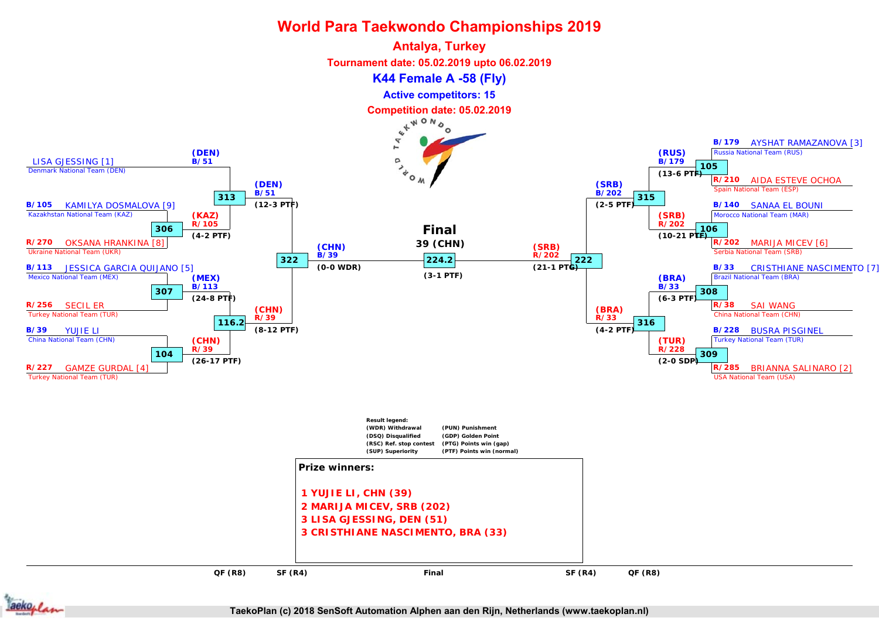# World Para Taekwondo Championships 2019

## Antalya, Turkey

**Tournament date: 05.02.2019 upto 06.02.2019**

### K44 Female A -58 (Fly)

**Active competitors: 15**

**Competition date: 05.02.2019**

## Left half of bracket

| Competitor | Team | QF (R8) | SF (R4) |
|---|---|---|---|
| LISA GJESSING [1] (B/51) | Denmark National Team (DEN) | Match 313: (DEN) B/51 (12-3 PTF) | Match 322: (CHN) B/39 (0-0 WDR) |
| B/105 KAMILYA DOSMALOVA [9] | Kazakhstan National Team (KAZ) | Match 306: (KAZ) R/105 (4-2 PTF) | |
| R/270 OKSANA HRANKINA [8] | Ukraine National Team (UKR) | | |
| B/113 JESSICA GARCIA QUIJANO [5] | Mexico National Team (MEX) | Match 307: (MEX) B/113 (24-8 PTF) | |
| R/256 SECIL ER | Turkey National Team (TUR) | | |
| B/39 YUJIE LI | China National Team (CHN) | Match 104: (CHN) R/39 (26-17 PTF) | |
| R/227 GAMZE GURDAL [4] | Turkey National Team (TUR) | | |

- Match 313: (DEN) B/51 (12-3 PTF)
- Match 116.2: (CHN) R/39 (8-12 PTF)
- Match 322: (CHN) B/39 (0-0 WDR)

## Final

**39 (CHN)**

Match 224.2: (3-1 PTF)

## Right half of bracket

| Competitor | Team | QF (R8) |
|---|---|---|
| B/179 AYSHAT RAMAZANOVA [3] | Russia National Team (RUS) | Match 105: (RUS) B/179 (13-6 PTF) |
| R/210 AIDA ESTEVE OCHOA | Spain National Team (ESP) | |
| B/140 SANAA EL BOUNI | Morocco National Team (MAR) | Match 106: (SRB) R/202 (10-21 PTF) |
| R/202 MARIJA MICEV [6] | Serbia National Team (SRB) | |
| B/33 CRISTHIANE NASCIMENTO [7] | Brazil National Team (BRA) | Match 308: (BRA) B/33 (6-3 PTF) |
| R/38 SAI WANG | China National Team (CHN) | |
| B/228 BUSRA PISGINEL | Turkey National Team (TUR) | Match 309: (TUR) R/228 (2-0 SDP) |
| R/285 BRIANNA SALINARO [2] | USA National Team (USA) | |

- Match 315: (SRB) B/202 (2-5 PTF)
- Match 316: (BRA) R/33 (4-2 PTF)
- Match 222: (SRB) R/202 (21-1 PTG)

**Result legend:**
(WDR) Withdrawal (PUN) Punishment
(DSQ) Disqualified (GDP) Golden Point
(RSC) Ref. stop contest (PTG) Points win (gap)
(SUP) Superiority (PTF) Points win (normal)

**Prize winners:**

1 YUJIE LI, CHN (39)
2 MARIJA MICEV, SRB (202)
3 LISA GJESSING, DEN (51)
3 CRISTHIANE NASCIMENTO, BRA (33)

QF (R8) SF (R4) Final SF (R4) QF (R8)

TaekoPlan (c) 2018 SenSoft Automation Alphen aan den Rijn, Netherlands (www.taekoplan.nl)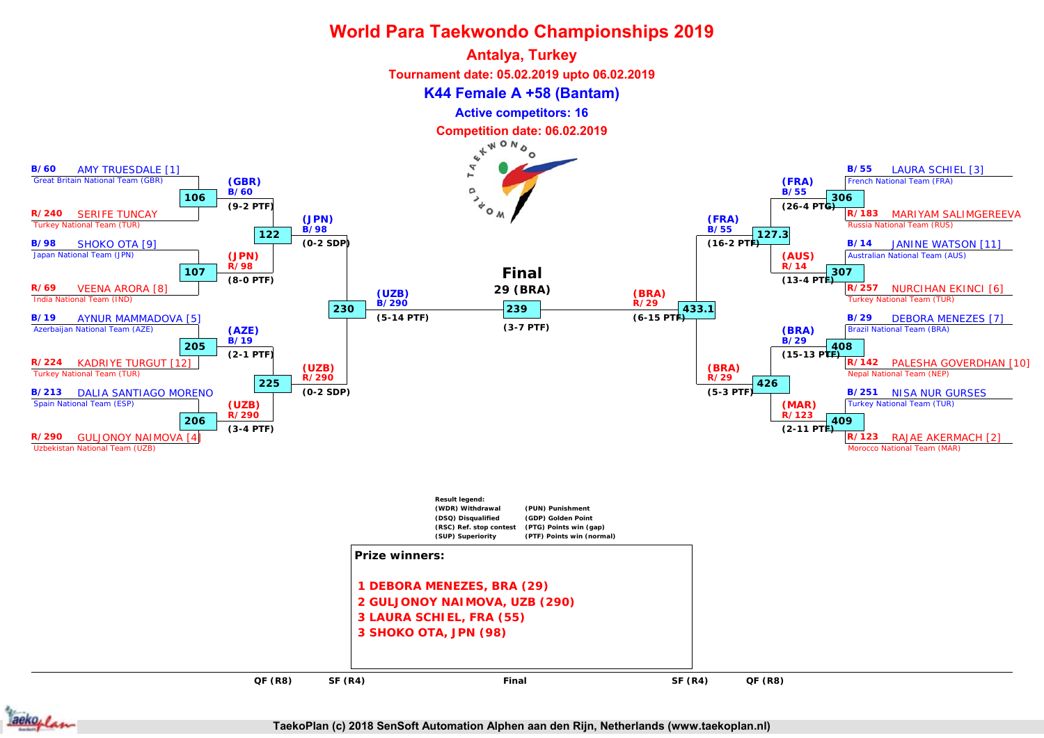# World Para Taekwondo Championships 2019

## Antalya, Turkey

**Tournament date: 05.02.2019 upto 06.02.2019**

### K44 Female A +58 (Bantam)

**Active competitors: 16**

**Competition date: 06.02.2019**

B/60 AMY TRUESDALE [1]
Great Britain National Team (GBR)

106

(GBR)
B/60
(9-2 PTF)

R/240 SERIFE TUNCAY
Turkey National Team (TUR)

122

(JPN)
B/98
(0-2 SDP)

B/98 SHOKO OTA [9]
Japan National Team (JPN)

107

(JPN)
R/98
(8-0 PTF)

R/69 VEENA ARORA [8]
India National Team (IND)

230

(UZB)
B/290
(5-14 PTF)

B/19 AYNUR MAMMADOVA [5]
Azerbaijan National Team (AZE)

205

(AZE)
B/19
(2-1 PTF)

R/224 KADRIYE TURGUT [12]
Turkey National Team (TUR)

225

(UZB)
R/290
(0-2 SDP)

B/213 DALIA SANTIAGO MORENO
Spain National Team (ESP)

206

(UZB)
R/290
(3-4 PTF)

R/290 GULJONOY NAIMOVA [4]
Uzbekistan National Team (UZB)

**Final**

**29 (BRA)**

239

(3-7 PTF)

B/55 LAURA SCHIEL [3]
French National Team (FRA)

306

(FRA)
B/55
(26-4 PTG)

R/183 MARIYAM SALIMGEREEVA
Russia National Team (RUS)

127.3

(FRA)
B/55
(16-2 PTF)

B/14 JANINE WATSON [11]
Australian National Team (AUS)

307

(AUS)
R/14
(13-4 PTF)

R/257 NURCIHAN EKINCI [6]
Turkey National Team (TUR)

433.1

(BRA)
R/29
(6-15 PTF)

B/29 DEBORA MENEZES [7]
Brazil National Team (BRA)

408

(BRA)
B/29
(15-13 PTF)

R/142 PALESHA GOVERDHAN [10]
Nepal National Team (NEP)

426

(BRA)
R/29
(5-3 PTF)

B/251 NISA NUR GURSES
Turkey National Team (TUR)

409

(MAR)
R/123
(2-11 PTF)

R/123 RAJAE AKERMACH [2]
Morocco National Team (MAR)

**Result legend:**

| | |
|---|---|
| (WDR) Withdrawal | (PUN) Punishment |
| (DSQ) Disqualified | (GDP) Golden Point |
| (RSC) Ref. stop contest | (PTG) Points win (gap) |
| (SUP) Superiority | (PTF) Points win (normal) |

**Prize winners:**

1 DEBORA MENEZES, BRA (29)
2 GULJONOY NAIMOVA, UZB (290)
3 LAURA SCHIEL, FRA (55)
3 SHOKO OTA, JPN (98)

QF (R8) SF (R4) Final SF (R4) QF (R8)

TaekoPlan (c) 2018 SenSoft Automation Alphen aan den Rijn, Netherlands (www.taekoplan.nl)